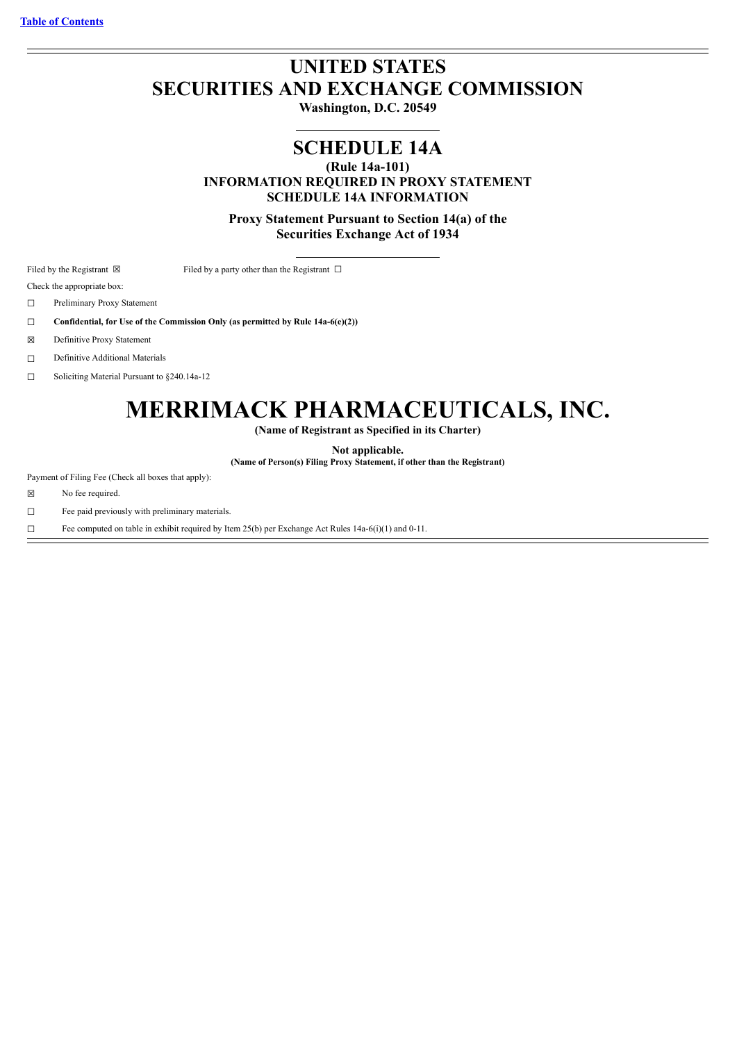Table of Contents

# UNITED STATES
# SECURITIES AND EXCHANGE COMMISSION

**Washington, D.C. 20549**

## SCHEDULE 14A

**(Rule 14a-101)**
**INFORMATION REQUIRED IN PROXY STATEMENT**
**SCHEDULE 14A INFORMATION**

**Proxy Statement Pursuant to Section 14(a) of the**
**Securities Exchange Act of 1934**

Filed by the Registrant ☒ Filed by a party other than the Registrant ☐

Check the appropriate box:

☐ Preliminary Proxy Statement

☐ **Confidential, for Use of the Commission Only (as permitted by Rule 14a-6(e)(2))**

☒ Definitive Proxy Statement

☐ Definitive Additional Materials

☐ Soliciting Material Pursuant to §240.14a-12

# MERRIMACK PHARMACEUTICALS, INC.

**(Name of Registrant as Specified in its Charter)**

**Not applicable.**
**(Name of Person(s) Filing Proxy Statement, if other than the Registrant)**

Payment of Filing Fee (Check all boxes that apply):

☒ No fee required.

☐ Fee paid previously with preliminary materials.

☐ Fee computed on table in exhibit required by Item 25(b) per Exchange Act Rules 14a-6(i)(1) and 0-11.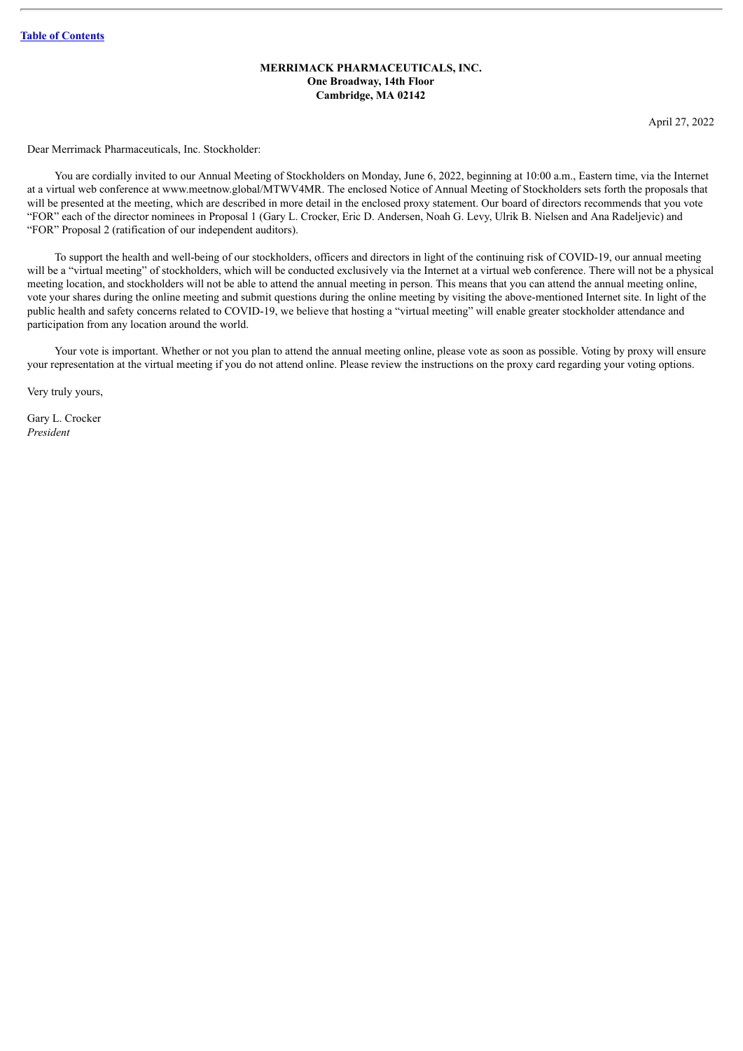**MERRIMACK PHARMACEUTICALS, INC.**
**One Broadway, 14th Floor**
**Cambridge, MA 02142**

April 27, 2022

Dear Merrimack Pharmaceuticals, Inc. Stockholder:

You are cordially invited to our Annual Meeting of Stockholders on Monday, June 6, 2022, beginning at 10:00 a.m., Eastern time, via the Internet at a virtual web conference at www.meetnow.global/MTWV4MR. The enclosed Notice of Annual Meeting of Stockholders sets forth the proposals that will be presented at the meeting, which are described in more detail in the enclosed proxy statement. Our board of directors recommends that you vote "FOR" each of the director nominees in Proposal 1 (Gary L. Crocker, Eric D. Andersen, Noah G. Levy, Ulrik B. Nielsen and Ana Radeljevic) and "FOR" Proposal 2 (ratification of our independent auditors).

To support the health and well-being of our stockholders, officers and directors in light of the continuing risk of COVID-19, our annual meeting will be a "virtual meeting" of stockholders, which will be conducted exclusively via the Internet at a virtual web conference. There will not be a physical meeting location, and stockholders will not be able to attend the annual meeting in person. This means that you can attend the annual meeting online, vote your shares during the online meeting and submit questions during the online meeting by visiting the above-mentioned Internet site. In light of the public health and safety concerns related to COVID-19, we believe that hosting a "virtual meeting" will enable greater stockholder attendance and participation from any location around the world.

Your vote is important. Whether or not you plan to attend the annual meeting online, please vote as soon as possible. Voting by proxy will ensure your representation at the virtual meeting if you do not attend online. Please review the instructions on the proxy card regarding your voting options.

Very truly yours,

Gary L. Crocker
*President*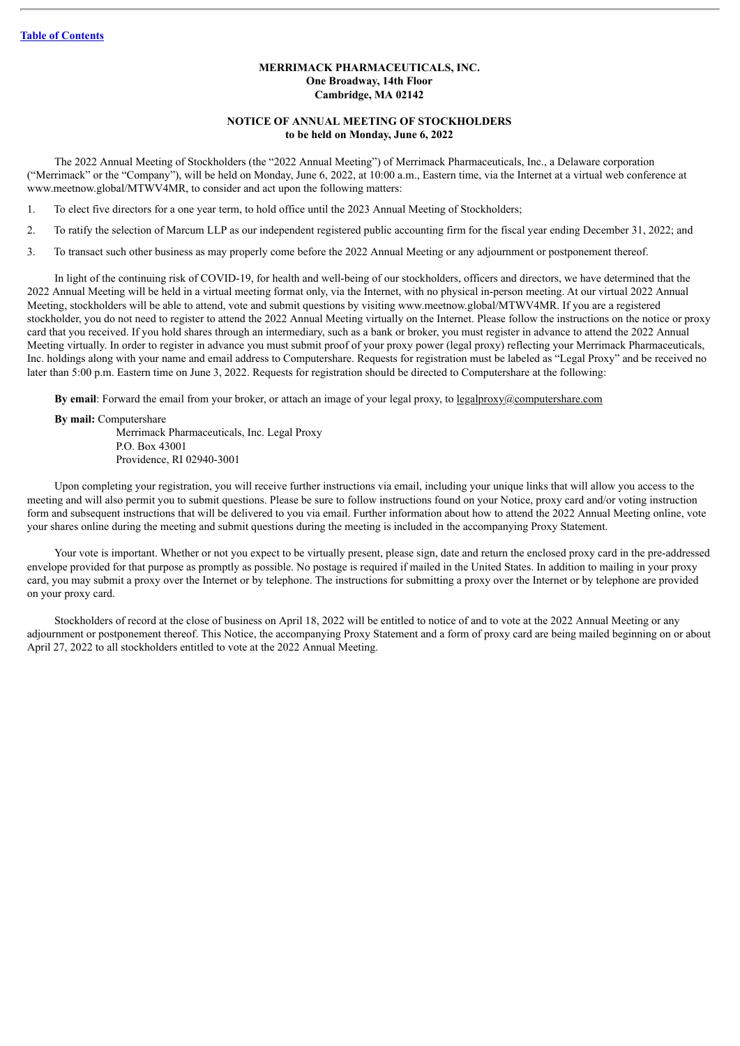**MERRIMACK PHARMACEUTICALS, INC.**
**One Broadway, 14th Floor**
**Cambridge, MA 02142**

**NOTICE OF ANNUAL MEETING OF STOCKHOLDERS**
**to be held on Monday, June 6, 2022**

The 2022 Annual Meeting of Stockholders (the "2022 Annual Meeting") of Merrimack Pharmaceuticals, Inc., a Delaware corporation ("Merrimack" or the "Company"), will be held on Monday, June 6, 2022, at 10:00 a.m., Eastern time, via the Internet at a virtual web conference at www.meetnow.global/MTWV4MR, to consider and act upon the following matters:

1. To elect five directors for a one year term, to hold office until the 2023 Annual Meeting of Stockholders;
2. To ratify the selection of Marcum LLP as our independent registered public accounting firm for the fiscal year ending December 31, 2022; and
3. To transact such other business as may properly come before the 2022 Annual Meeting or any adjournment or postponement thereof.

In light of the continuing risk of COVID-19, for health and well-being of our stockholders, officers and directors, we have determined that the 2022 Annual Meeting will be held in a virtual meeting format only, via the Internet, with no physical in-person meeting. At our virtual 2022 Annual Meeting, stockholders will be able to attend, vote and submit questions by visiting www.meetnow.global/MTWV4MR. If you are a registered stockholder, you do not need to register to attend the 2022 Annual Meeting virtually on the Internet. Please follow the instructions on the notice or proxy card that you received. If you hold shares through an intermediary, such as a bank or broker, you must register in advance to attend the 2022 Annual Meeting virtually. In order to register in advance you must submit proof of your proxy power (legal proxy) reflecting your Merrimack Pharmaceuticals, Inc. holdings along with your name and email address to Computershare. Requests for registration must be labeled as "Legal Proxy" and be received no later than 5:00 p.m. Eastern time on June 3, 2022. Requests for registration should be directed to Computershare at the following:

**By email**: Forward the email from your broker, or attach an image of your legal proxy, to legalproxy@computershare.com

**By mail:** Computershare
Merrimack Pharmaceuticals, Inc. Legal Proxy
P.O. Box 43001
Providence, RI 02940-3001

Upon completing your registration, you will receive further instructions via email, including your unique links that will allow you access to the meeting and will also permit you to submit questions. Please be sure to follow instructions found on your Notice, proxy card and/or voting instruction form and subsequent instructions that will be delivered to you via email. Further information about how to attend the 2022 Annual Meeting online, vote your shares online during the meeting and submit questions during the meeting is included in the accompanying Proxy Statement.

Your vote is important. Whether or not you expect to be virtually present, please sign, date and return the enclosed proxy card in the pre-addressed envelope provided for that purpose as promptly as possible. No postage is required if mailed in the United States. In addition to mailing in your proxy card, you may submit a proxy over the Internet or by telephone. The instructions for submitting a proxy over the Internet or by telephone are provided on your proxy card.

Stockholders of record at the close of business on April 18, 2022 will be entitled to notice of and to vote at the 2022 Annual Meeting or any adjournment or postponement thereof. This Notice, the accompanying Proxy Statement and a form of proxy card are being mailed beginning on or about April 27, 2022 to all stockholders entitled to vote at the 2022 Annual Meeting.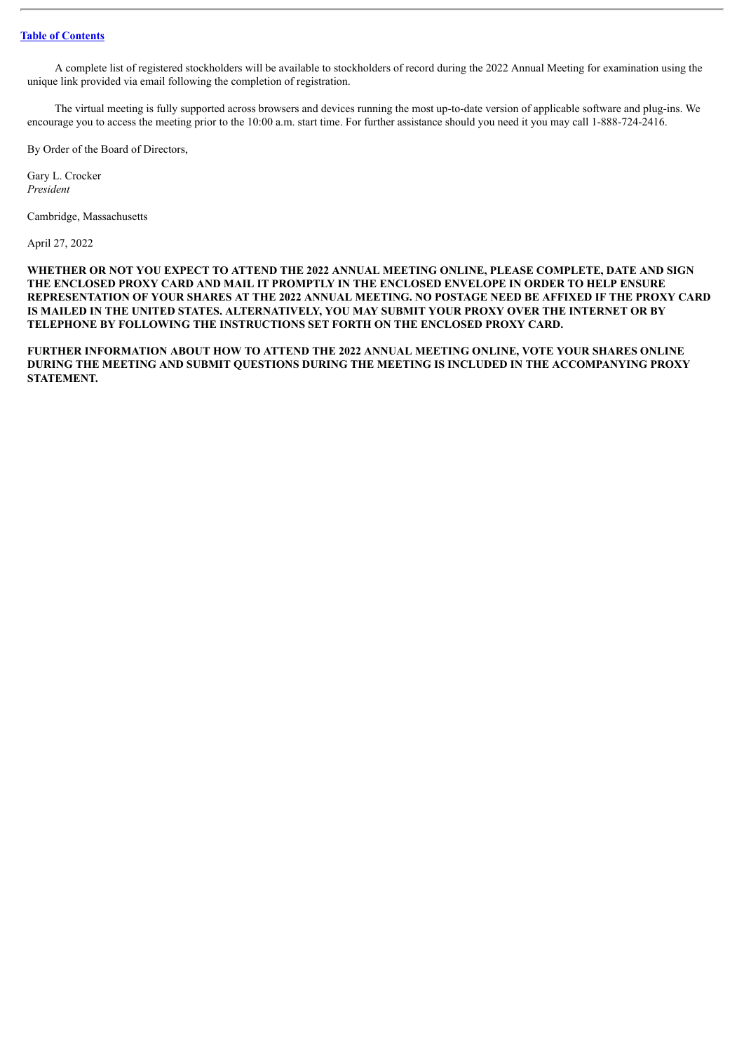A complete list of registered stockholders will be available to stockholders of record during the 2022 Annual Meeting for examination using the unique link provided via email following the completion of registration.

The virtual meeting is fully supported across browsers and devices running the most up-to-date version of applicable software and plug-ins. We encourage you to access the meeting prior to the 10:00 a.m. start time. For further assistance should you need it you may call 1-888-724-2416.

By Order of the Board of Directors,

Gary L. Crocker
*President*

Cambridge, Massachusetts

April 27, 2022

**WHETHER OR NOT YOU EXPECT TO ATTEND THE 2022 ANNUAL MEETING ONLINE, PLEASE COMPLETE, DATE AND SIGN THE ENCLOSED PROXY CARD AND MAIL IT PROMPTLY IN THE ENCLOSED ENVELOPE IN ORDER TO HELP ENSURE REPRESENTATION OF YOUR SHARES AT THE 2022 ANNUAL MEETING. NO POSTAGE NEED BE AFFIXED IF THE PROXY CARD IS MAILED IN THE UNITED STATES. ALTERNATIVELY, YOU MAY SUBMIT YOUR PROXY OVER THE INTERNET OR BY TELEPHONE BY FOLLOWING THE INSTRUCTIONS SET FORTH ON THE ENCLOSED PROXY CARD.**

**FURTHER INFORMATION ABOUT HOW TO ATTEND THE 2022 ANNUAL MEETING ONLINE, VOTE YOUR SHARES ONLINE DURING THE MEETING AND SUBMIT QUESTIONS DURING THE MEETING IS INCLUDED IN THE ACCOMPANYING PROXY STATEMENT.**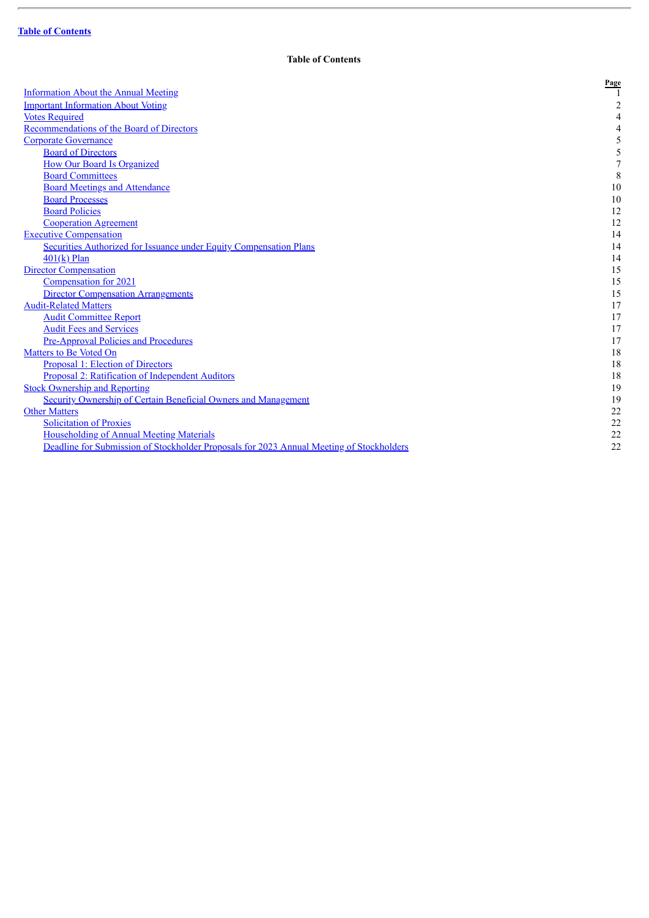Table of Contents

## Table of Contents

| | Page |
|---|---|
| Information About the Annual Meeting | 1 |
| Important Information About Voting | 2 |
| Votes Required | 4 |
| Recommendations of the Board of Directors | 4 |
| Corporate Governance | 5 |
| Board of Directors | 5 |
| How Our Board Is Organized | 7 |
| Board Committees | 8 |
| Board Meetings and Attendance | 10 |
| Board Processes | 10 |
| Board Policies | 12 |
| Cooperation Agreement | 12 |
| Executive Compensation | 14 |
| Securities Authorized for Issuance under Equity Compensation Plans | 14 |
| 401(k) Plan | 14 |
| Director Compensation | 15 |
| Compensation for 2021 | 15 |
| Director Compensation Arrangements | 15 |
| Audit-Related Matters | 17 |
| Audit Committee Report | 17 |
| Audit Fees and Services | 17 |
| Pre-Approval Policies and Procedures | 17 |
| Matters to Be Voted On | 18 |
| Proposal 1: Election of Directors | 18 |
| Proposal 2: Ratification of Independent Auditors | 18 |
| Stock Ownership and Reporting | 19 |
| Security Ownership of Certain Beneficial Owners and Management | 19 |
| Other Matters | 22 |
| Solicitation of Proxies | 22 |
| Householding of Annual Meeting Materials | 22 |
| Deadline for Submission of Stockholder Proposals for 2023 Annual Meeting of Stockholders | 22 |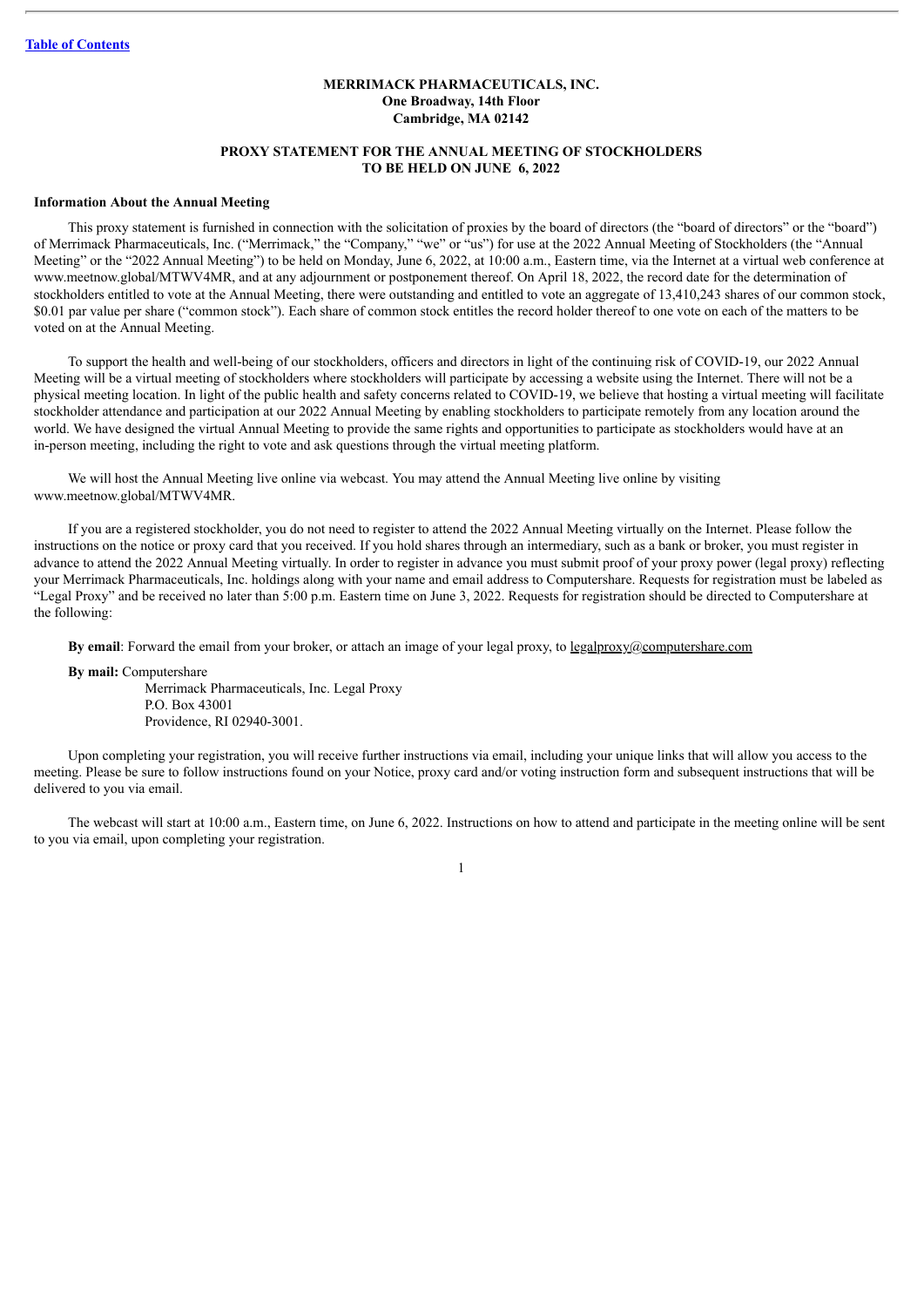[Table of Contents](#)

**MERRIMACK PHARMACEUTICALS, INC.**
**One Broadway, 14th Floor**
**Cambridge, MA 02142**

**PROXY STATEMENT FOR THE ANNUAL MEETING OF STOCKHOLDERS**
**TO BE HELD ON JUNE 6, 2022**

**Information About the Annual Meeting**

This proxy statement is furnished in connection with the solicitation of proxies by the board of directors (the "board of directors" or the "board") of Merrimack Pharmaceuticals, Inc. ("Merrimack," the "Company," "we" or "us") for use at the 2022 Annual Meeting of Stockholders (the "Annual Meeting" or the "2022 Annual Meeting") to be held on Monday, June 6, 2022, at 10:00 a.m., Eastern time, via the Internet at a virtual web conference at www.meetnow.global/MTWV4MR, and at any adjournment or postponement thereof. On April 18, 2022, the record date for the determination of stockholders entitled to vote at the Annual Meeting, there were outstanding and entitled to vote an aggregate of 13,410,243 shares of our common stock, $0.01 par value per share ("common stock"). Each share of common stock entitles the record holder thereof to one vote on each of the matters to be voted on at the Annual Meeting.

To support the health and well-being of our stockholders, officers and directors in light of the continuing risk of COVID-19, our 2022 Annual Meeting will be a virtual meeting of stockholders where stockholders will participate by accessing a website using the Internet. There will not be a physical meeting location. In light of the public health and safety concerns related to COVID-19, we believe that hosting a virtual meeting will facilitate stockholder attendance and participation at our 2022 Annual Meeting by enabling stockholders to participate remotely from any location around the world. We have designed the virtual Annual Meeting to provide the same rights and opportunities to participate as stockholders would have at an in-person meeting, including the right to vote and ask questions through the virtual meeting platform.

We will host the Annual Meeting live online via webcast. You may attend the Annual Meeting live online by visiting www.meetnow.global/MTWV4MR.

If you are a registered stockholder, you do not need to register to attend the 2022 Annual Meeting virtually on the Internet. Please follow the instructions on the notice or proxy card that you received. If you hold shares through an intermediary, such as a bank or broker, you must register in advance to attend the 2022 Annual Meeting virtually. In order to register in advance you must submit proof of your proxy power (legal proxy) reflecting your Merrimack Pharmaceuticals, Inc. holdings along with your name and email address to Computershare. Requests for registration must be labeled as "Legal Proxy" and be received no later than 5:00 p.m. Eastern time on June 3, 2022. Requests for registration should be directed to Computershare at the following:

**By email**: Forward the email from your broker, or attach an image of your legal proxy, to legalproxy@computershare.com

**By mail:** Computershare
Merrimack Pharmaceuticals, Inc. Legal Proxy
P.O. Box 43001
Providence, RI 02940-3001.

Upon completing your registration, you will receive further instructions via email, including your unique links that will allow you access to the meeting. Please be sure to follow instructions found on your Notice, proxy card and/or voting instruction form and subsequent instructions that will be delivered to you via email.

The webcast will start at 10:00 a.m., Eastern time, on June 6, 2022. Instructions on how to attend and participate in the meeting online will be sent to you via email, upon completing your registration.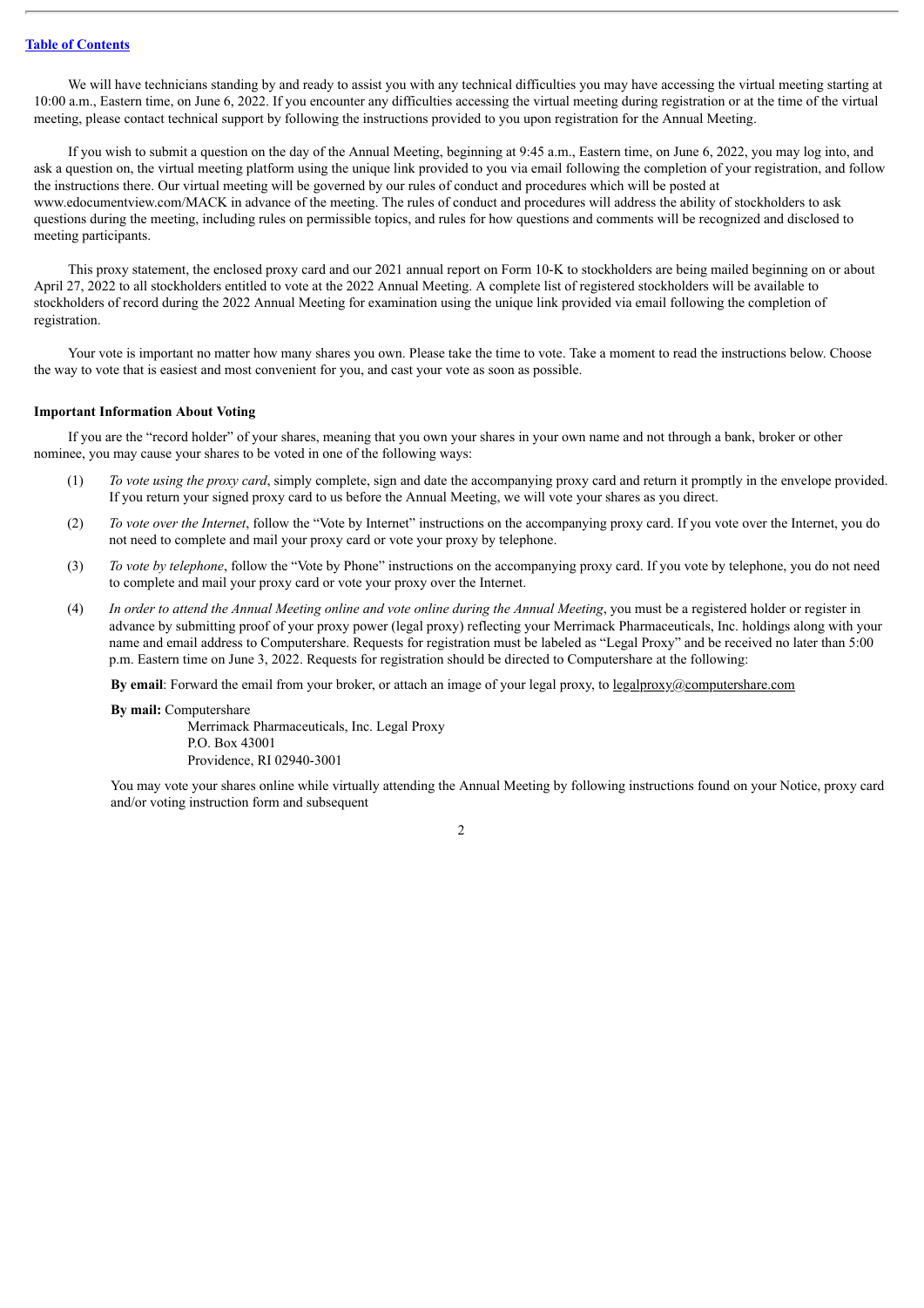We will have technicians standing by and ready to assist you with any technical difficulties you may have accessing the virtual meeting starting at 10:00 a.m., Eastern time, on June 6, 2022. If you encounter any difficulties accessing the virtual meeting during registration or at the time of the virtual meeting, please contact technical support by following the instructions provided to you upon registration for the Annual Meeting.

If you wish to submit a question on the day of the Annual Meeting, beginning at 9:45 a.m., Eastern time, on June 6, 2022, you may log into, and ask a question on, the virtual meeting platform using the unique link provided to you via email following the completion of your registration, and follow the instructions there. Our virtual meeting will be governed by our rules of conduct and procedures which will be posted at www.edocumentview.com/MACK in advance of the meeting. The rules of conduct and procedures will address the ability of stockholders to ask questions during the meeting, including rules on permissible topics, and rules for how questions and comments will be recognized and disclosed to meeting participants.

This proxy statement, the enclosed proxy card and our 2021 annual report on Form 10-K to stockholders are being mailed beginning on or about April 27, 2022 to all stockholders entitled to vote at the 2022 Annual Meeting. A complete list of registered stockholders will be available to stockholders of record during the 2022 Annual Meeting for examination using the unique link provided via email following the completion of registration.

Your vote is important no matter how many shares you own. Please take the time to vote. Take a moment to read the instructions below. Choose the way to vote that is easiest and most convenient for you, and cast your vote as soon as possible.

**Important Information About Voting**

If you are the "record holder" of your shares, meaning that you own your shares in your own name and not through a bank, broker or other nominee, you may cause your shares to be voted in one of the following ways:

(1) *To vote using the proxy card*, simply complete, sign and date the accompanying proxy card and return it promptly in the envelope provided. If you return your signed proxy card to us before the Annual Meeting, we will vote your shares as you direct.

(2) *To vote over the Internet*, follow the "Vote by Internet" instructions on the accompanying proxy card. If you vote over the Internet, you do not need to complete and mail your proxy card or vote your proxy by telephone.

(3) *To vote by telephone*, follow the "Vote by Phone" instructions on the accompanying proxy card. If you vote by telephone, you do not need to complete and mail your proxy card or vote your proxy over the Internet.

(4) *In order to attend the Annual Meeting online and vote online during the Annual Meeting*, you must be a registered holder or register in advance by submitting proof of your proxy power (legal proxy) reflecting your Merrimack Pharmaceuticals, Inc. holdings along with your name and email address to Computershare. Requests for registration must be labeled as "Legal Proxy" and be received no later than 5:00 p.m. Eastern time on June 3, 2022. Requests for registration should be directed to Computershare at the following:

**By email**: Forward the email from your broker, or attach an image of your legal proxy, to legalproxy@computershare.com

**By mail:** Computershare
Merrimack Pharmaceuticals, Inc. Legal Proxy
P.O. Box 43001
Providence, RI 02940-3001

You may vote your shares online while virtually attending the Annual Meeting by following instructions found on your Notice, proxy card and/or voting instruction form and subsequent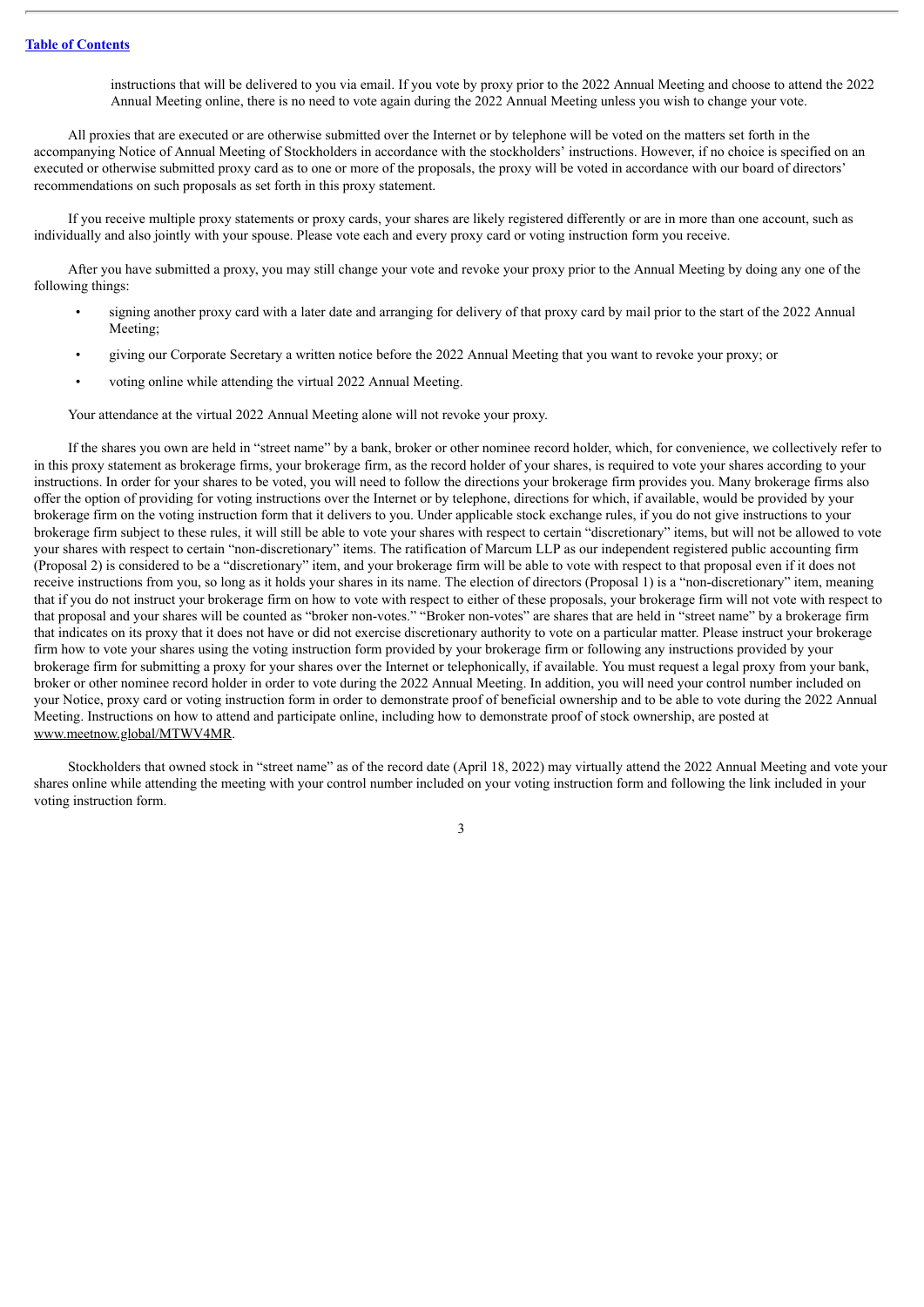instructions that will be delivered to you via email. If you vote by proxy prior to the 2022 Annual Meeting and choose to attend the 2022 Annual Meeting online, there is no need to vote again during the 2022 Annual Meeting unless you wish to change your vote.

All proxies that are executed or are otherwise submitted over the Internet or by telephone will be voted on the matters set forth in the accompanying Notice of Annual Meeting of Stockholders in accordance with the stockholders' instructions. However, if no choice is specified on an executed or otherwise submitted proxy card as to one or more of the proposals, the proxy will be voted in accordance with our board of directors' recommendations on such proposals as set forth in this proxy statement.

If you receive multiple proxy statements or proxy cards, your shares are likely registered differently or are in more than one account, such as individually and also jointly with your spouse. Please vote each and every proxy card or voting instruction form you receive.

After you have submitted a proxy, you may still change your vote and revoke your proxy prior to the Annual Meeting by doing any one of the following things:

- signing another proxy card with a later date and arranging for delivery of that proxy card by mail prior to the start of the 2022 Annual Meeting;
- giving our Corporate Secretary a written notice before the 2022 Annual Meeting that you want to revoke your proxy; or
- voting online while attending the virtual 2022 Annual Meeting.

Your attendance at the virtual 2022 Annual Meeting alone will not revoke your proxy.

If the shares you own are held in "street name" by a bank, broker or other nominee record holder, which, for convenience, we collectively refer to in this proxy statement as brokerage firms, your brokerage firm, as the record holder of your shares, is required to vote your shares according to your instructions. In order for your shares to be voted, you will need to follow the directions your brokerage firm provides you. Many brokerage firms also offer the option of providing for voting instructions over the Internet or by telephone, directions for which, if available, would be provided by your brokerage firm on the voting instruction form that it delivers to you. Under applicable stock exchange rules, if you do not give instructions to your brokerage firm subject to these rules, it will still be able to vote your shares with respect to certain "discretionary" items, but will not be allowed to vote your shares with respect to certain "non-discretionary" items. The ratification of Marcum LLP as our independent registered public accounting firm (Proposal 2) is considered to be a "discretionary" item, and your brokerage firm will be able to vote with respect to that proposal even if it does not receive instructions from you, so long as it holds your shares in its name. The election of directors (Proposal 1) is a "non-discretionary" item, meaning that if you do not instruct your brokerage firm on how to vote with respect to either of these proposals, your brokerage firm will not vote with respect to that proposal and your shares will be counted as "broker non-votes." "Broker non-votes" are shares that are held in "street name" by a brokerage firm that indicates on its proxy that it does not have or did not exercise discretionary authority to vote on a particular matter. Please instruct your brokerage firm how to vote your shares using the voting instruction form provided by your brokerage firm or following any instructions provided by your brokerage firm for submitting a proxy for your shares over the Internet or telephonically, if available. You must request a legal proxy from your bank, broker or other nominee record holder in order to vote during the 2022 Annual Meeting. In addition, you will need your control number included on your Notice, proxy card or voting instruction form in order to demonstrate proof of beneficial ownership and to be able to vote during the 2022 Annual Meeting. Instructions on how to attend and participate online, including how to demonstrate proof of stock ownership, are posted at www.meetnow.global/MTWV4MR.

Stockholders that owned stock in "street name" as of the record date (April 18, 2022) may virtually attend the 2022 Annual Meeting and vote your shares online while attending the meeting with your control number included on your voting instruction form and following the link included in your voting instruction form.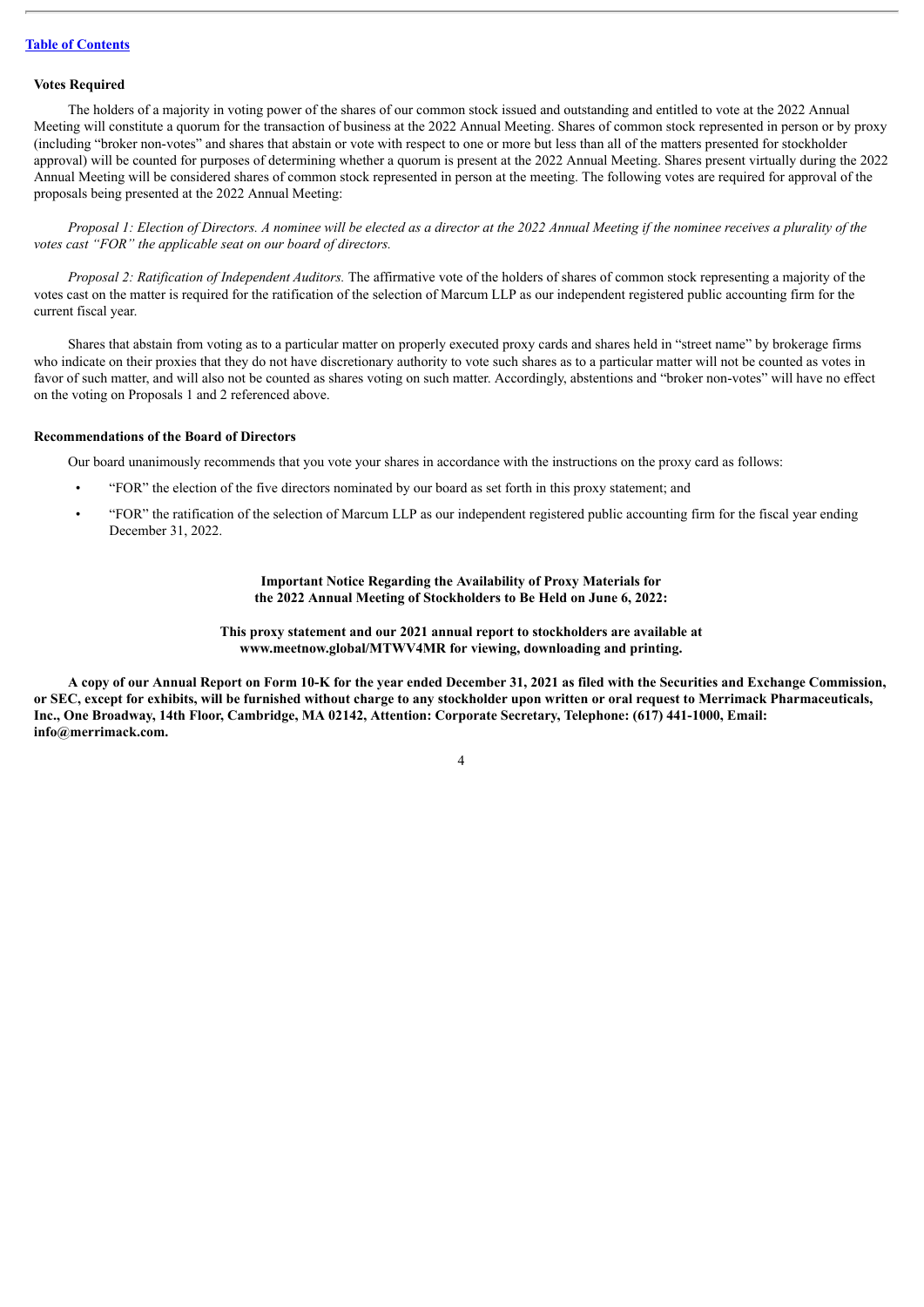**Votes Required**

The holders of a majority in voting power of the shares of our common stock issued and outstanding and entitled to vote at the 2022 Annual Meeting will constitute a quorum for the transaction of business at the 2022 Annual Meeting. Shares of common stock represented in person or by proxy (including "broker non-votes" and shares that abstain or vote with respect to one or more but less than all of the matters presented for stockholder approval) will be counted for purposes of determining whether a quorum is present at the 2022 Annual Meeting. Shares present virtually during the 2022 Annual Meeting will be considered shares of common stock represented in person at the meeting. The following votes are required for approval of the proposals being presented at the 2022 Annual Meeting:

*Proposal 1: Election of Directors. A nominee will be elected as a director at the 2022 Annual Meeting if the nominee receives a plurality of the votes cast "FOR" the applicable seat on our board of directors.*

*Proposal 2: Ratification of Independent Auditors.* The affirmative vote of the holders of shares of common stock representing a majority of the votes cast on the matter is required for the ratification of the selection of Marcum LLP as our independent registered public accounting firm for the current fiscal year.

Shares that abstain from voting as to a particular matter on properly executed proxy cards and shares held in "street name" by brokerage firms who indicate on their proxies that they do not have discretionary authority to vote such shares as to a particular matter will not be counted as votes in favor of such matter, and will also not be counted as shares voting on such matter. Accordingly, abstentions and "broker non-votes" will have no effect on the voting on Proposals 1 and 2 referenced above.

**Recommendations of the Board of Directors**

Our board unanimously recommends that you vote your shares in accordance with the instructions on the proxy card as follows:

- "FOR" the election of the five directors nominated by our board as set forth in this proxy statement; and
- "FOR" the ratification of the selection of Marcum LLP as our independent registered public accounting firm for the fiscal year ending December 31, 2022.

**Important Notice Regarding the Availability of Proxy Materials for the 2022 Annual Meeting of Stockholders to Be Held on June 6, 2022:**

**This proxy statement and our 2021 annual report to stockholders are available at www.meetnow.global/MTWV4MR for viewing, downloading and printing.**

**A copy of our Annual Report on Form 10-K for the year ended December 31, 2021 as filed with the Securities and Exchange Commission, or SEC, except for exhibits, will be furnished without charge to any stockholder upon written or oral request to Merrimack Pharmaceuticals, Inc., One Broadway, 14th Floor, Cambridge, MA 02142, Attention: Corporate Secretary, Telephone: (617) 441-1000, Email: info@merrimack.com.**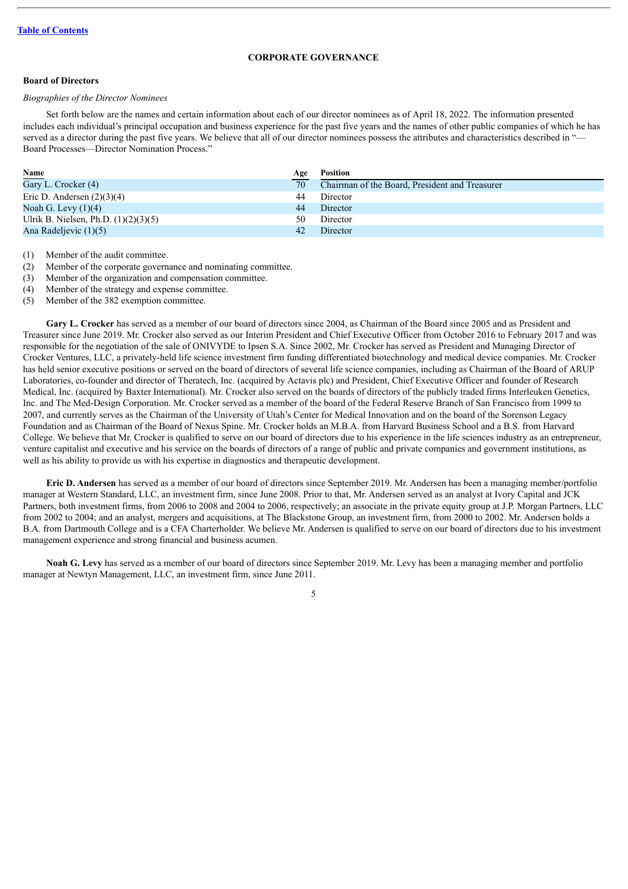[Table of Contents](#)

## CORPORATE GOVERNANCE

### Board of Directors

*Biographies of the Director Nominees*

Set forth below are the names and certain information about each of our director nominees as of April 18, 2022. The information presented includes each individual's principal occupation and business experience for the past five years and the names of other public companies of which he has served as a director during the past five years. We believe that all of our director nominees possess the attributes and characteristics described in "—Board Processes—Director Nomination Process."

| Name | Age | Position |
|---|---|---|
| Gary L. Crocker (4) | 70 | Chairman of the Board, President and Treasurer |
| Eric D. Andersen (2)(3)(4) | 44 | Director |
| Noah G. Levy (1)(4) | 44 | Director |
| Ulrik B. Nielsen, Ph.D. (1)(2)(3)(5) | 50 | Director |
| Ana Radeljevic (1)(5) | 42 | Director |

(1) Member of the audit committee.
(2) Member of the corporate governance and nominating committee.
(3) Member of the organization and compensation committee.
(4) Member of the strategy and expense committee.
(5) Member of the 382 exemption committee.

**Gary L. Crocker** has served as a member of our board of directors since 2004, as Chairman of the Board since 2005 and as President and Treasurer since June 2019. Mr. Crocker also served as our Interim President and Chief Executive Officer from October 2016 to February 2017 and was responsible for the negotiation of the sale of ONIVYDE to Ipsen S.A. Since 2002, Mr. Crocker has served as President and Managing Director of Crocker Ventures, LLC, a privately-held life science investment firm funding differentiated biotechnology and medical device companies. Mr. Crocker has held senior executive positions or served on the board of directors of several life science companies, including as Chairman of the Board of ARUP Laboratories, co-founder and director of Theratech, Inc. (acquired by Actavis plc) and President, Chief Executive Officer and founder of Research Medical, Inc. (acquired by Baxter International). Mr. Crocker also served on the boards of directors of the publicly traded firms Interleuken Genetics, Inc. and The Med-Design Corporation. Mr. Crocker served as a member of the board of the Federal Reserve Branch of San Francisco from 1999 to 2007, and currently serves as the Chairman of the University of Utah's Center for Medical Innovation and on the board of the Sorenson Legacy Foundation and as Chairman of the Board of Nexus Spine. Mr. Crocker holds an M.B.A. from Harvard Business School and a B.S. from Harvard College. We believe that Mr. Crocker is qualified to serve on our board of directors due to his experience in the life sciences industry as an entrepreneur, venture capitalist and executive and his service on the boards of directors of a range of public and private companies and government institutions, as well as his ability to provide us with his expertise in diagnostics and therapeutic development.

**Eric D. Andersen** has served as a member of our board of directors since September 2019. Mr. Andersen has been a managing member/portfolio manager at Western Standard, LLC, an investment firm, since June 2008. Prior to that, Mr. Andersen served as an analyst at Ivory Capital and JCK Partners, both investment firms, from 2006 to 2008 and 2004 to 2006, respectively; an associate in the private equity group at J.P. Morgan Partners, LLC from 2002 to 2004; and an analyst, mergers and acquisitions, at The Blackstone Group, an investment firm, from 2000 to 2002. Mr. Andersen holds a B.A. from Dartmouth College and is a CFA Charterholder. We believe Mr. Andersen is qualified to serve on our board of directors due to his investment management experience and strong financial and business acumen.

**Noah G. Levy** has served as a member of our board of directors since September 2019. Mr. Levy has been a managing member and portfolio manager at Newtyn Management, LLC, an investment firm, since June 2011.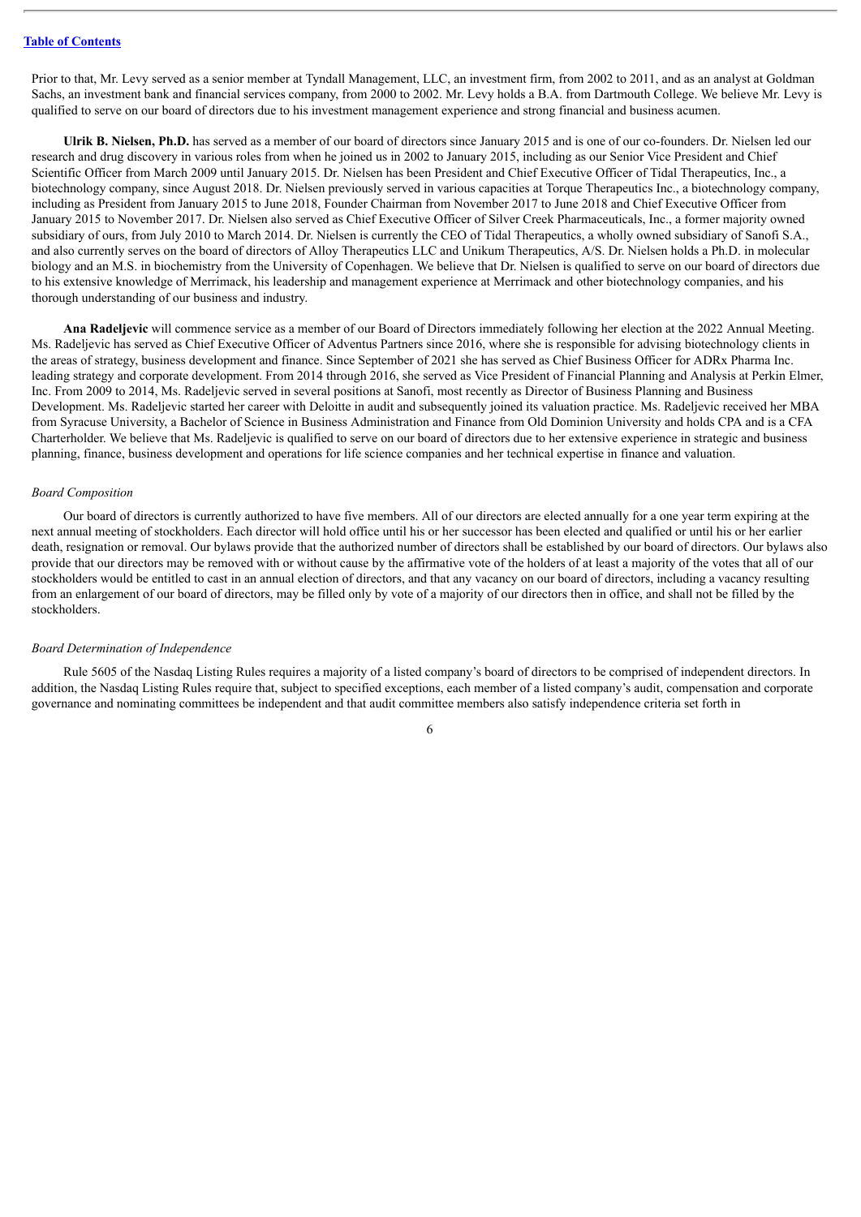Prior to that, Mr. Levy served as a senior member at Tyndall Management, LLC, an investment firm, from 2002 to 2011, and as an analyst at Goldman Sachs, an investment bank and financial services company, from 2000 to 2002. Mr. Levy holds a B.A. from Dartmouth College. We believe Mr. Levy is qualified to serve on our board of directors due to his investment management experience and strong financial and business acumen.

**Ulrik B. Nielsen, Ph.D.** has served as a member of our board of directors since January 2015 and is one of our co-founders. Dr. Nielsen led our research and drug discovery in various roles from when he joined us in 2002 to January 2015, including as our Senior Vice President and Chief Scientific Officer from March 2009 until January 2015. Dr. Nielsen has been President and Chief Executive Officer of Tidal Therapeutics, Inc., a biotechnology company, since August 2018. Dr. Nielsen previously served in various capacities at Torque Therapeutics Inc., a biotechnology company, including as President from January 2015 to June 2018, Founder Chairman from November 2017 to June 2018 and Chief Executive Officer from January 2015 to November 2017. Dr. Nielsen also served as Chief Executive Officer of Silver Creek Pharmaceuticals, Inc., a former majority owned subsidiary of ours, from July 2010 to March 2014. Dr. Nielsen is currently the CEO of Tidal Therapeutics, a wholly owned subsidiary of Sanofi S.A., and also currently serves on the board of directors of Alloy Therapeutics LLC and Unikum Therapeutics, A/S. Dr. Nielsen holds a Ph.D. in molecular biology and an M.S. in biochemistry from the University of Copenhagen. We believe that Dr. Nielsen is qualified to serve on our board of directors due to his extensive knowledge of Merrimack, his leadership and management experience at Merrimack and other biotechnology companies, and his thorough understanding of our business and industry.

**Ana Radeljevic** will commence service as a member of our Board of Directors immediately following her election at the 2022 Annual Meeting. Ms. Radeljevic has served as Chief Executive Officer of Adventus Partners since 2016, where she is responsible for advising biotechnology clients in the areas of strategy, business development and finance. Since September of 2021 she has served as Chief Business Officer for ADRx Pharma Inc. leading strategy and corporate development. From 2014 through 2016, she served as Vice President of Financial Planning and Analysis at Perkin Elmer, Inc. From 2009 to 2014, Ms. Radeljevic served in several positions at Sanofi, most recently as Director of Business Planning and Business Development. Ms. Radeljevic started her career with Deloitte in audit and subsequently joined its valuation practice. Ms. Radeljevic received her MBA from Syracuse University, a Bachelor of Science in Business Administration and Finance from Old Dominion University and holds CPA and is a CFA Charterholder. We believe that Ms. Radeljevic is qualified to serve on our board of directors due to her extensive experience in strategic and business planning, finance, business development and operations for life science companies and her technical expertise in finance and valuation.

*Board Composition*

Our board of directors is currently authorized to have five members. All of our directors are elected annually for a one year term expiring at the next annual meeting of stockholders. Each director will hold office until his or her successor has been elected and qualified or until his or her earlier death, resignation or removal. Our bylaws provide that the authorized number of directors shall be established by our board of directors. Our bylaws also provide that our directors may be removed with or without cause by the affirmative vote of the holders of at least a majority of the votes that all of our stockholders would be entitled to cast in an annual election of directors, and that any vacancy on our board of directors, including a vacancy resulting from an enlargement of our board of directors, may be filled only by vote of a majority of our directors then in office, and shall not be filled by the stockholders.

*Board Determination of Independence*

Rule 5605 of the Nasdaq Listing Rules requires a majority of a listed company's board of directors to be comprised of independent directors. In addition, the Nasdaq Listing Rules require that, subject to specified exceptions, each member of a listed company's audit, compensation and corporate governance and nominating committees be independent and that audit committee members also satisfy independence criteria set forth in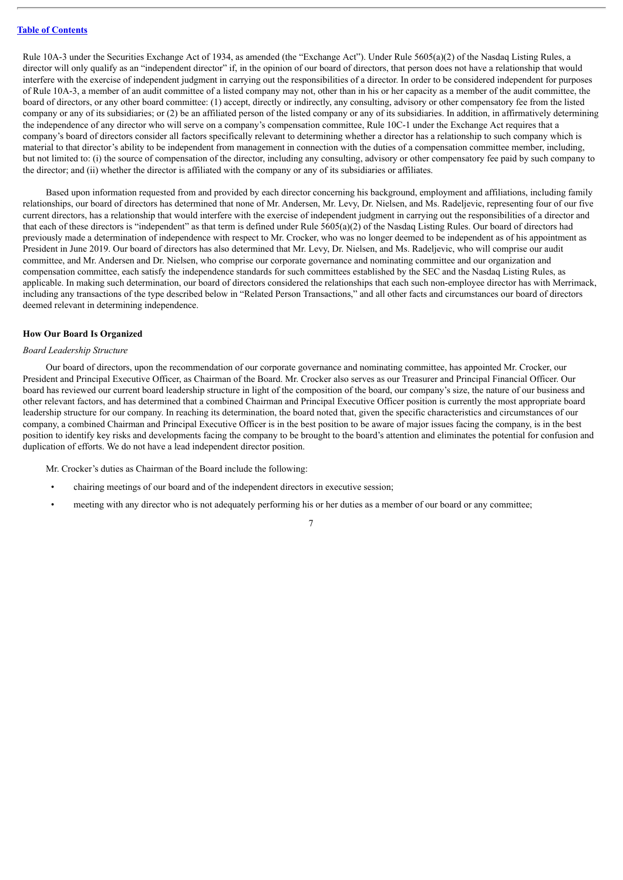Rule 10A-3 under the Securities Exchange Act of 1934, as amended (the "Exchange Act"). Under Rule 5605(a)(2) of the Nasdaq Listing Rules, a director will only qualify as an "independent director" if, in the opinion of our board of directors, that person does not have a relationship that would interfere with the exercise of independent judgment in carrying out the responsibilities of a director. In order to be considered independent for purposes of Rule 10A-3, a member of an audit committee of a listed company may not, other than in his or her capacity as a member of the audit committee, the board of directors, or any other board committee: (1) accept, directly or indirectly, any consulting, advisory or other compensatory fee from the listed company or any of its subsidiaries; or (2) be an affiliated person of the listed company or any of its subsidiaries. In addition, in affirmatively determining the independence of any director who will serve on a company's compensation committee, Rule 10C-1 under the Exchange Act requires that a company's board of directors consider all factors specifically relevant to determining whether a director has a relationship to such company which is material to that director's ability to be independent from management in connection with the duties of a compensation committee member, including, but not limited to: (i) the source of compensation of the director, including any consulting, advisory or other compensatory fee paid by such company to the director; and (ii) whether the director is affiliated with the company or any of its subsidiaries or affiliates.

Based upon information requested from and provided by each director concerning his background, employment and affiliations, including family relationships, our board of directors has determined that none of Mr. Andersen, Mr. Levy, Dr. Nielsen, and Ms. Radeljevic, representing four of our five current directors, has a relationship that would interfere with the exercise of independent judgment in carrying out the responsibilities of a director and that each of these directors is "independent" as that term is defined under Rule 5605(a)(2) of the Nasdaq Listing Rules. Our board of directors had previously made a determination of independence with respect to Mr. Crocker, who was no longer deemed to be independent as of his appointment as President in June 2019. Our board of directors has also determined that Mr. Levy, Dr. Nielsen, and Ms. Radeljevic, who will comprise our audit committee, and Mr. Andersen and Dr. Nielsen, who comprise our corporate governance and nominating committee and our organization and compensation committee, each satisfy the independence standards for such committees established by the SEC and the Nasdaq Listing Rules, as applicable. In making such determination, our board of directors considered the relationships that each such non-employee director has with Merrimack, including any transactions of the type described below in "Related Person Transactions," and all other facts and circumstances our board of directors deemed relevant in determining independence.

## How Our Board Is Organized

*Board Leadership Structure*

Our board of directors, upon the recommendation of our corporate governance and nominating committee, has appointed Mr. Crocker, our President and Principal Executive Officer, as Chairman of the Board. Mr. Crocker also serves as our Treasurer and Principal Financial Officer. Our board has reviewed our current board leadership structure in light of the composition of the board, our company's size, the nature of our business and other relevant factors, and has determined that a combined Chairman and Principal Executive Officer position is currently the most appropriate board leadership structure for our company. In reaching its determination, the board noted that, given the specific characteristics and circumstances of our company, a combined Chairman and Principal Executive Officer is in the best position to be aware of major issues facing the company, is in the best position to identify key risks and developments facing the company to be brought to the board's attention and eliminates the potential for confusion and duplication of efforts. We do not have a lead independent director position.

Mr. Crocker's duties as Chairman of the Board include the following:

- chairing meetings of our board and of the independent directors in executive session;
- meeting with any director who is not adequately performing his or her duties as a member of our board or any committee;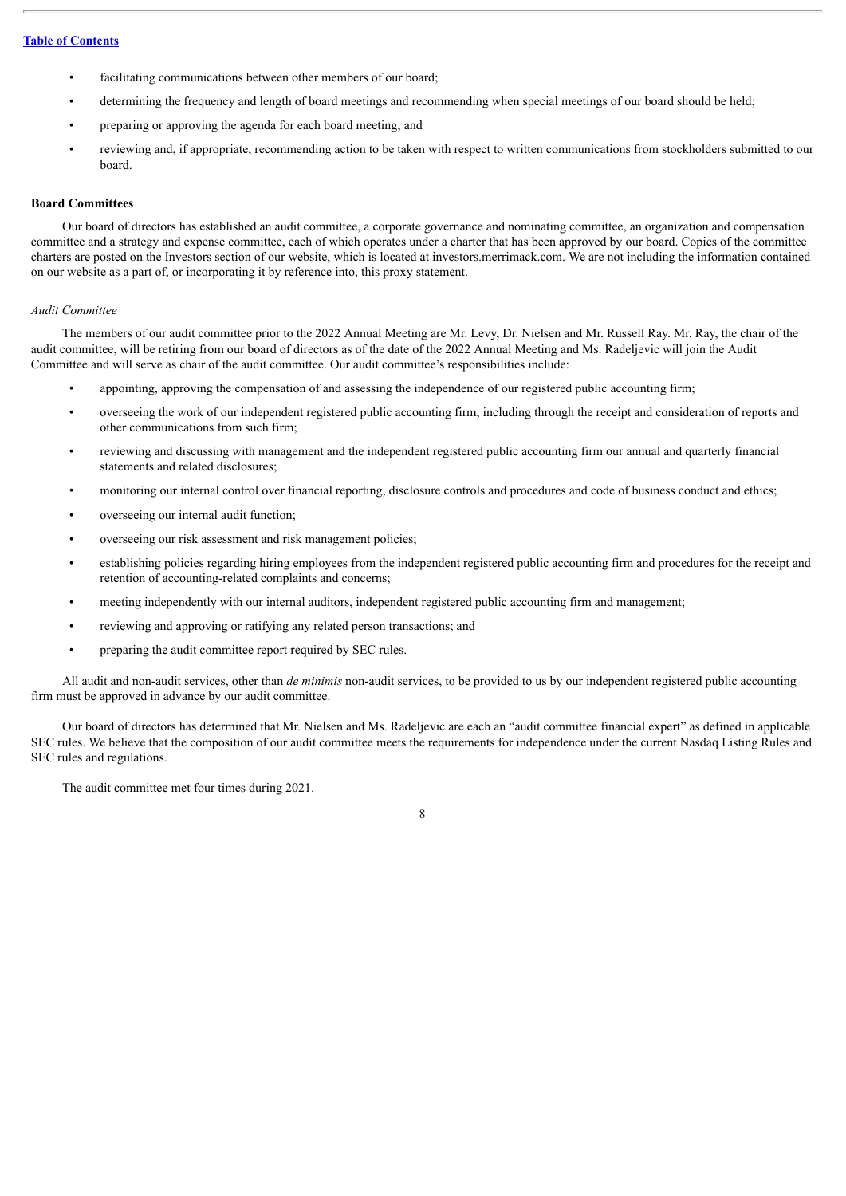- facilitating communications between other members of our board;
- determining the frequency and length of board meetings and recommending when special meetings of our board should be held;
- preparing or approving the agenda for each board meeting; and
- reviewing and, if appropriate, recommending action to be taken with respect to written communications from stockholders submitted to our board.

**Board Committees**

Our board of directors has established an audit committee, a corporate governance and nominating committee, an organization and compensation committee and a strategy and expense committee, each of which operates under a charter that has been approved by our board. Copies of the committee charters are posted on the Investors section of our website, which is located at investors.merrimack.com. We are not including the information contained on our website as a part of, or incorporating it by reference into, this proxy statement.

*Audit Committee*

The members of our audit committee prior to the 2022 Annual Meeting are Mr. Levy, Dr. Nielsen and Mr. Russell Ray. Mr. Ray, the chair of the audit committee, will be retiring from our board of directors as of the date of the 2022 Annual Meeting and Ms. Radeljevic will join the Audit Committee and will serve as chair of the audit committee. Our audit committee's responsibilities include:

- appointing, approving the compensation of and assessing the independence of our registered public accounting firm;
- overseeing the work of our independent registered public accounting firm, including through the receipt and consideration of reports and other communications from such firm;
- reviewing and discussing with management and the independent registered public accounting firm our annual and quarterly financial statements and related disclosures;
- monitoring our internal control over financial reporting, disclosure controls and procedures and code of business conduct and ethics;
- overseeing our internal audit function;
- overseeing our risk assessment and risk management policies;
- establishing policies regarding hiring employees from the independent registered public accounting firm and procedures for the receipt and retention of accounting-related complaints and concerns;
- meeting independently with our internal auditors, independent registered public accounting firm and management;
- reviewing and approving or ratifying any related person transactions; and
- preparing the audit committee report required by SEC rules.

All audit and non-audit services, other than *de minimis* non-audit services, to be provided to us by our independent registered public accounting firm must be approved in advance by our audit committee.

Our board of directors has determined that Mr. Nielsen and Ms. Radeljevic are each an "audit committee financial expert" as defined in applicable SEC rules. We believe that the composition of our audit committee meets the requirements for independence under the current Nasdaq Listing Rules and SEC rules and regulations.

The audit committee met four times during 2021.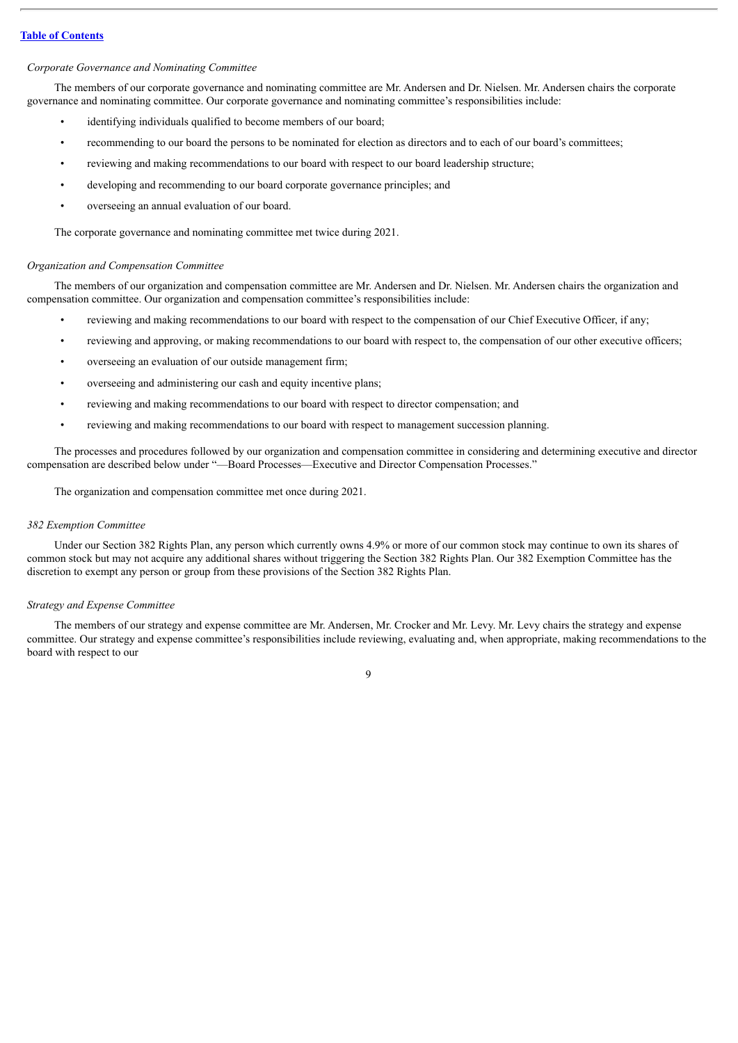*Corporate Governance and Nominating Committee*

The members of our corporate governance and nominating committee are Mr. Andersen and Dr. Nielsen. Mr. Andersen chairs the corporate governance and nominating committee. Our corporate governance and nominating committee's responsibilities include:

- identifying individuals qualified to become members of our board;
- recommending to our board the persons to be nominated for election as directors and to each of our board's committees;
- reviewing and making recommendations to our board with respect to our board leadership structure;
- developing and recommending to our board corporate governance principles; and
- overseeing an annual evaluation of our board.

The corporate governance and nominating committee met twice during 2021.

*Organization and Compensation Committee*

The members of our organization and compensation committee are Mr. Andersen and Dr. Nielsen. Mr. Andersen chairs the organization and compensation committee. Our organization and compensation committee's responsibilities include:

- reviewing and making recommendations to our board with respect to the compensation of our Chief Executive Officer, if any;
- reviewing and approving, or making recommendations to our board with respect to, the compensation of our other executive officers;
- overseeing an evaluation of our outside management firm;
- overseeing and administering our cash and equity incentive plans;
- reviewing and making recommendations to our board with respect to director compensation; and
- reviewing and making recommendations to our board with respect to management succession planning.

The processes and procedures followed by our organization and compensation committee in considering and determining executive and director compensation are described below under "—Board Processes—Executive and Director Compensation Processes."

The organization and compensation committee met once during 2021.

*382 Exemption Committee*

Under our Section 382 Rights Plan, any person which currently owns 4.9% or more of our common stock may continue to own its shares of common stock but may not acquire any additional shares without triggering the Section 382 Rights Plan. Our 382 Exemption Committee has the discretion to exempt any person or group from these provisions of the Section 382 Rights Plan.

*Strategy and Expense Committee*

The members of our strategy and expense committee are Mr. Andersen, Mr. Crocker and Mr. Levy. Mr. Levy chairs the strategy and expense committee. Our strategy and expense committee's responsibilities include reviewing, evaluating and, when appropriate, making recommendations to the board with respect to our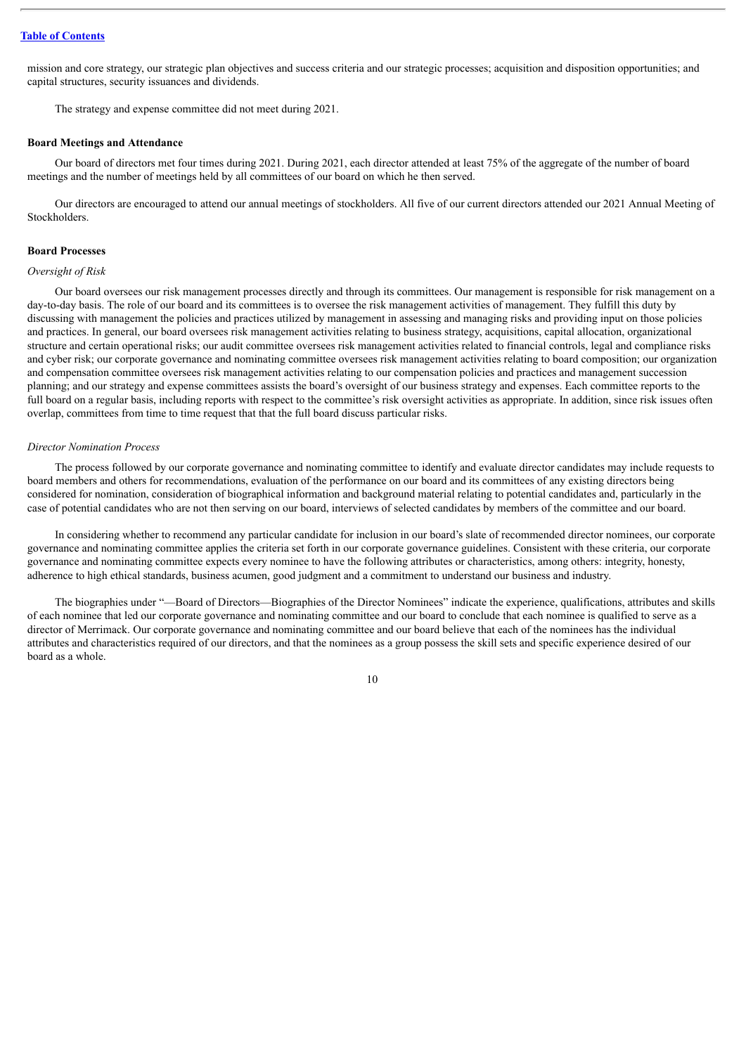mission and core strategy, our strategic plan objectives and success criteria and our strategic processes; acquisition and disposition opportunities; and capital structures, security issuances and dividends.

The strategy and expense committee did not meet during 2021.

**Board Meetings and Attendance**

Our board of directors met four times during 2021. During 2021, each director attended at least 75% of the aggregate of the number of board meetings and the number of meetings held by all committees of our board on which he then served.

Our directors are encouraged to attend our annual meetings of stockholders. All five of our current directors attended our 2021 Annual Meeting of Stockholders.

**Board Processes**

*Oversight of Risk*

Our board oversees our risk management processes directly and through its committees. Our management is responsible for risk management on a day-to-day basis. The role of our board and its committees is to oversee the risk management activities of management. They fulfill this duty by discussing with management the policies and practices utilized by management in assessing and managing risks and providing input on those policies and practices. In general, our board oversees risk management activities relating to business strategy, acquisitions, capital allocation, organizational structure and certain operational risks; our audit committee oversees risk management activities related to financial controls, legal and compliance risks and cyber risk; our corporate governance and nominating committee oversees risk management activities relating to board composition; our organization and compensation committee oversees risk management activities relating to our compensation policies and practices and management succession planning; and our strategy and expense committees assists the board's oversight of our business strategy and expenses. Each committee reports to the full board on a regular basis, including reports with respect to the committee's risk oversight activities as appropriate. In addition, since risk issues often overlap, committees from time to time request that that the full board discuss particular risks.

*Director Nomination Process*

The process followed by our corporate governance and nominating committee to identify and evaluate director candidates may include requests to board members and others for recommendations, evaluation of the performance on our board and its committees of any existing directors being considered for nomination, consideration of biographical information and background material relating to potential candidates and, particularly in the case of potential candidates who are not then serving on our board, interviews of selected candidates by members of the committee and our board.

In considering whether to recommend any particular candidate for inclusion in our board's slate of recommended director nominees, our corporate governance and nominating committee applies the criteria set forth in our corporate governance guidelines. Consistent with these criteria, our corporate governance and nominating committee expects every nominee to have the following attributes or characteristics, among others: integrity, honesty, adherence to high ethical standards, business acumen, good judgment and a commitment to understand our business and industry.

The biographies under "—Board of Directors—Biographies of the Director Nominees" indicate the experience, qualifications, attributes and skills of each nominee that led our corporate governance and nominating committee and our board to conclude that each nominee is qualified to serve as a director of Merrimack. Our corporate governance and nominating committee and our board believe that each of the nominees has the individual attributes and characteristics required of our directors, and that the nominees as a group possess the skill sets and specific experience desired of our board as a whole.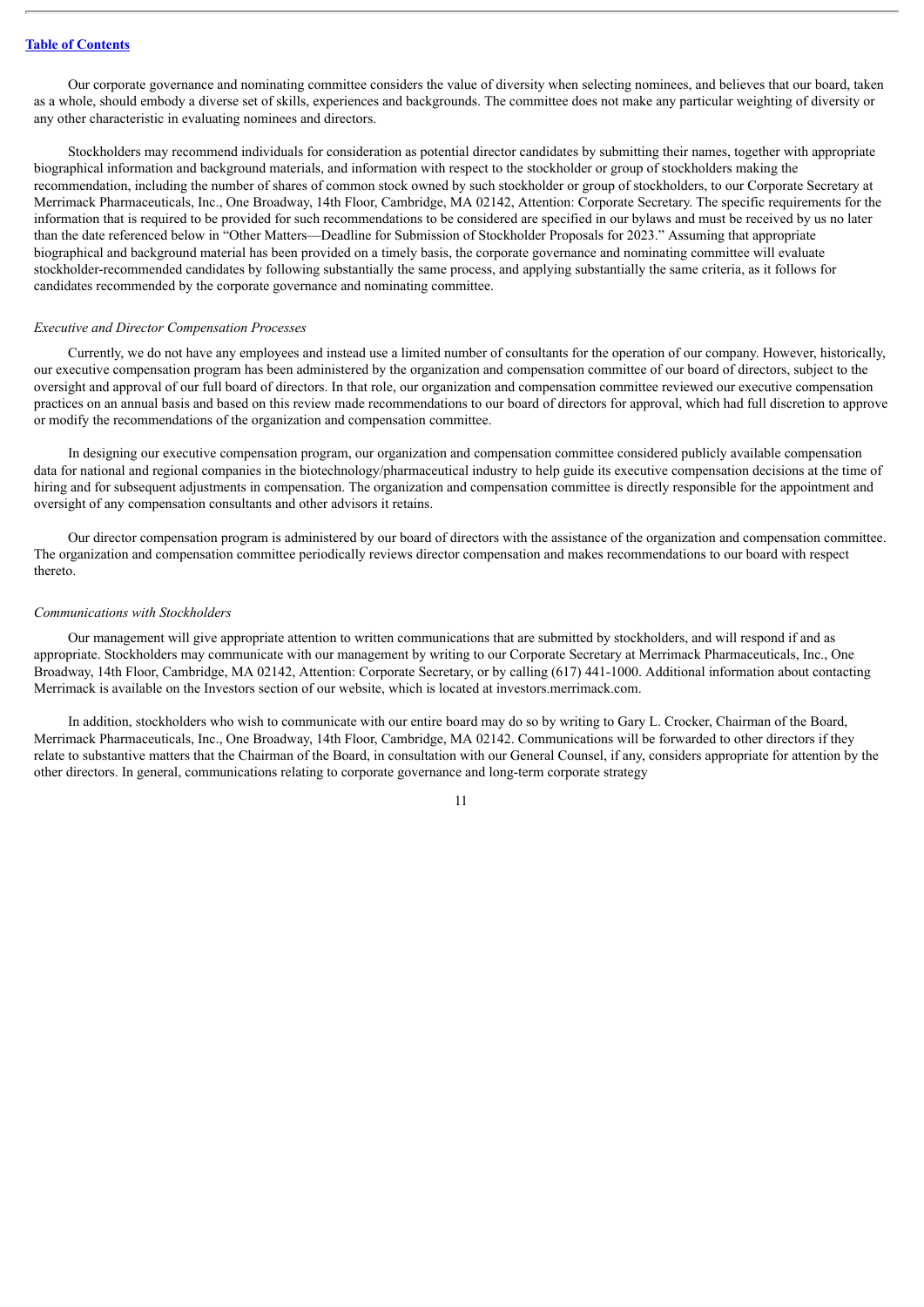Our corporate governance and nominating committee considers the value of diversity when selecting nominees, and believes that our board, taken as a whole, should embody a diverse set of skills, experiences and backgrounds. The committee does not make any particular weighting of diversity or any other characteristic in evaluating nominees and directors.

Stockholders may recommend individuals for consideration as potential director candidates by submitting their names, together with appropriate biographical information and background materials, and information with respect to the stockholder or group of stockholders making the recommendation, including the number of shares of common stock owned by such stockholder or group of stockholders, to our Corporate Secretary at Merrimack Pharmaceuticals, Inc., One Broadway, 14th Floor, Cambridge, MA 02142, Attention: Corporate Secretary. The specific requirements for the information that is required to be provided for such recommendations to be considered are specified in our bylaws and must be received by us no later than the date referenced below in "Other Matters—Deadline for Submission of Stockholder Proposals for 2023." Assuming that appropriate biographical and background material has been provided on a timely basis, the corporate governance and nominating committee will evaluate stockholder-recommended candidates by following substantially the same process, and applying substantially the same criteria, as it follows for candidates recommended by the corporate governance and nominating committee.

*Executive and Director Compensation Processes*

Currently, we do not have any employees and instead use a limited number of consultants for the operation of our company. However, historically, our executive compensation program has been administered by the organization and compensation committee of our board of directors, subject to the oversight and approval of our full board of directors. In that role, our organization and compensation committee reviewed our executive compensation practices on an annual basis and based on this review made recommendations to our board of directors for approval, which had full discretion to approve or modify the recommendations of the organization and compensation committee.

In designing our executive compensation program, our organization and compensation committee considered publicly available compensation data for national and regional companies in the biotechnology/pharmaceutical industry to help guide its executive compensation decisions at the time of hiring and for subsequent adjustments in compensation. The organization and compensation committee is directly responsible for the appointment and oversight of any compensation consultants and other advisors it retains.

Our director compensation program is administered by our board of directors with the assistance of the organization and compensation committee. The organization and compensation committee periodically reviews director compensation and makes recommendations to our board with respect thereto.

*Communications with Stockholders*

Our management will give appropriate attention to written communications that are submitted by stockholders, and will respond if and as appropriate. Stockholders may communicate with our management by writing to our Corporate Secretary at Merrimack Pharmaceuticals, Inc., One Broadway, 14th Floor, Cambridge, MA 02142, Attention: Corporate Secretary, or by calling (617) 441-1000. Additional information about contacting Merrimack is available on the Investors section of our website, which is located at investors.merrimack.com.

In addition, stockholders who wish to communicate with our entire board may do so by writing to Gary L. Crocker, Chairman of the Board, Merrimack Pharmaceuticals, Inc., One Broadway, 14th Floor, Cambridge, MA 02142. Communications will be forwarded to other directors if they relate to substantive matters that the Chairman of the Board, in consultation with our General Counsel, if any, considers appropriate for attention by the other directors. In general, communications relating to corporate governance and long-term corporate strategy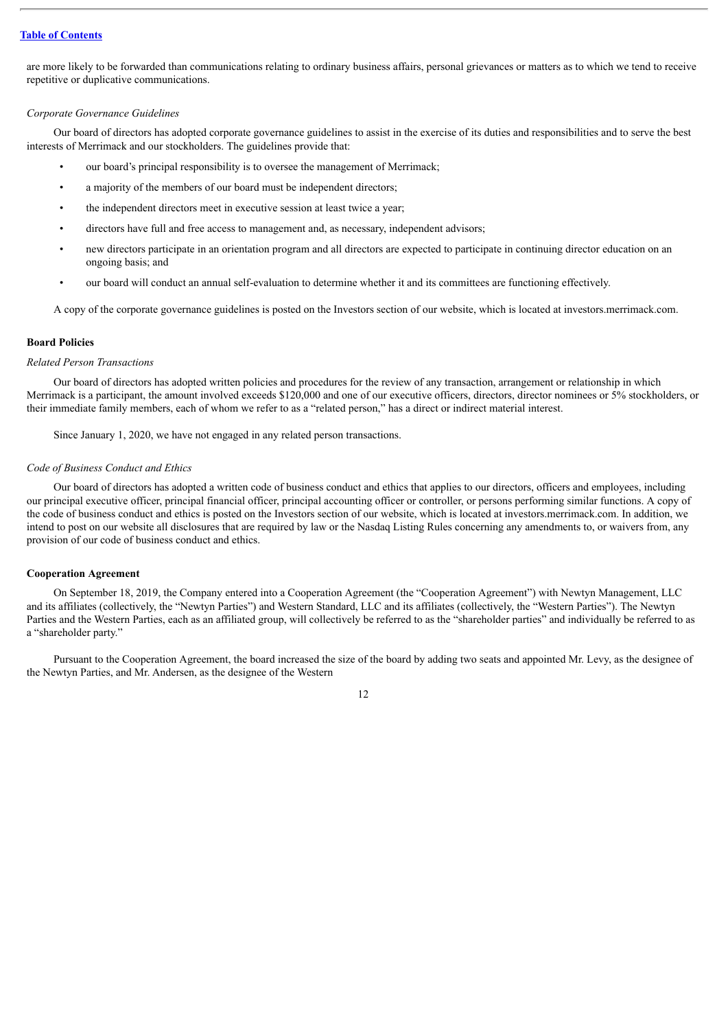are more likely to be forwarded than communications relating to ordinary business affairs, personal grievances or matters as to which we tend to receive repetitive or duplicative communications.

*Corporate Governance Guidelines*

Our board of directors has adopted corporate governance guidelines to assist in the exercise of its duties and responsibilities and to serve the best interests of Merrimack and our stockholders. The guidelines provide that:

- our board's principal responsibility is to oversee the management of Merrimack;
- a majority of the members of our board must be independent directors;
- the independent directors meet in executive session at least twice a year;
- directors have full and free access to management and, as necessary, independent advisors;
- new directors participate in an orientation program and all directors are expected to participate in continuing director education on an ongoing basis; and
- our board will conduct an annual self-evaluation to determine whether it and its committees are functioning effectively.

A copy of the corporate governance guidelines is posted on the Investors section of our website, which is located at investors.merrimack.com.

**Board Policies**

*Related Person Transactions*

Our board of directors has adopted written policies and procedures for the review of any transaction, arrangement or relationship in which Merrimack is a participant, the amount involved exceeds $120,000 and one of our executive officers, directors, director nominees or 5% stockholders, or their immediate family members, each of whom we refer to as a "related person," has a direct or indirect material interest.

Since January 1, 2020, we have not engaged in any related person transactions.

*Code of Business Conduct and Ethics*

Our board of directors has adopted a written code of business conduct and ethics that applies to our directors, officers and employees, including our principal executive officer, principal financial officer, principal accounting officer or controller, or persons performing similar functions. A copy of the code of business conduct and ethics is posted on the Investors section of our website, which is located at investors.merrimack.com. In addition, we intend to post on our website all disclosures that are required by law or the Nasdaq Listing Rules concerning any amendments to, or waivers from, any provision of our code of business conduct and ethics.

**Cooperation Agreement**

On September 18, 2019, the Company entered into a Cooperation Agreement (the "Cooperation Agreement") with Newtyn Management, LLC and its affiliates (collectively, the "Newtyn Parties") and Western Standard, LLC and its affiliates (collectively, the "Western Parties"). The Newtyn Parties and the Western Parties, each as an affiliated group, will collectively be referred to as the "shareholder parties" and individually be referred to as a "shareholder party."

Pursuant to the Cooperation Agreement, the board increased the size of the board by adding two seats and appointed Mr. Levy, as the designee of the Newtyn Parties, and Mr. Andersen, as the designee of the Western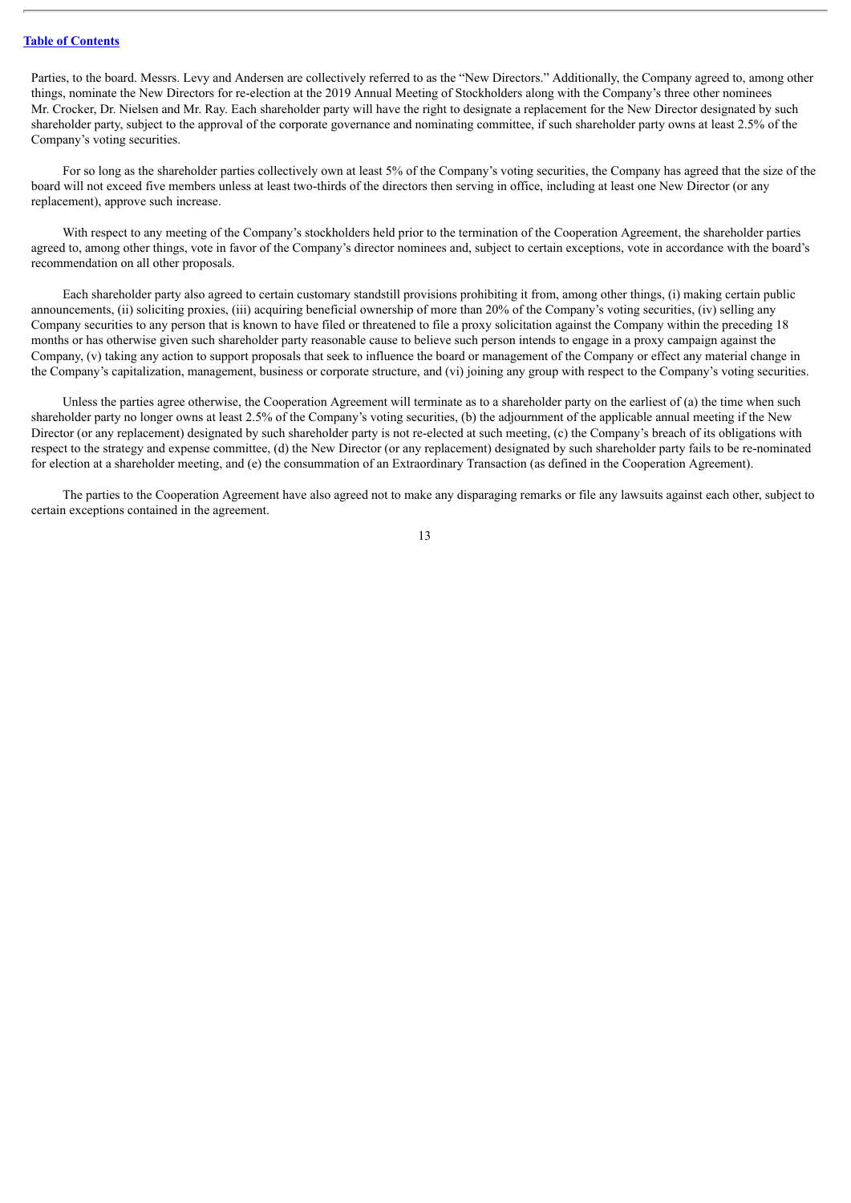Parties, to the board. Messrs. Levy and Andersen are collectively referred to as the "New Directors." Additionally, the Company agreed to, among other things, nominate the New Directors for re-election at the 2019 Annual Meeting of Stockholders along with the Company's three other nominees Mr. Crocker, Dr. Nielsen and Mr. Ray. Each shareholder party will have the right to designate a replacement for the New Director designated by such shareholder party, subject to the approval of the corporate governance and nominating committee, if such shareholder party owns at least 2.5% of the Company's voting securities.

For so long as the shareholder parties collectively own at least 5% of the Company's voting securities, the Company has agreed that the size of the board will not exceed five members unless at least two-thirds of the directors then serving in office, including at least one New Director (or any replacement), approve such increase.

With respect to any meeting of the Company's stockholders held prior to the termination of the Cooperation Agreement, the shareholder parties agreed to, among other things, vote in favor of the Company's director nominees and, subject to certain exceptions, vote in accordance with the board's recommendation on all other proposals.

Each shareholder party also agreed to certain customary standstill provisions prohibiting it from, among other things, (i) making certain public announcements, (ii) soliciting proxies, (iii) acquiring beneficial ownership of more than 20% of the Company's voting securities, (iv) selling any Company securities to any person that is known to have filed or threatened to file a proxy solicitation against the Company within the preceding 18 months or has otherwise given such shareholder party reasonable cause to believe such person intends to engage in a proxy campaign against the Company, (v) taking any action to support proposals that seek to influence the board or management of the Company or effect any material change in the Company's capitalization, management, business or corporate structure, and (vi) joining any group with respect to the Company's voting securities.

Unless the parties agree otherwise, the Cooperation Agreement will terminate as to a shareholder party on the earliest of (a) the time when such shareholder party no longer owns at least 2.5% of the Company's voting securities, (b) the adjournment of the applicable annual meeting if the New Director (or any replacement) designated by such shareholder party is not re-elected at such meeting, (c) the Company's breach of its obligations with respect to the strategy and expense committee, (d) the New Director (or any replacement) designated by such shareholder party fails to be re-nominated for election at a shareholder meeting, and (e) the consummation of an Extraordinary Transaction (as defined in the Cooperation Agreement).

The parties to the Cooperation Agreement have also agreed not to make any disparaging remarks or file any lawsuits against each other, subject to certain exceptions contained in the agreement.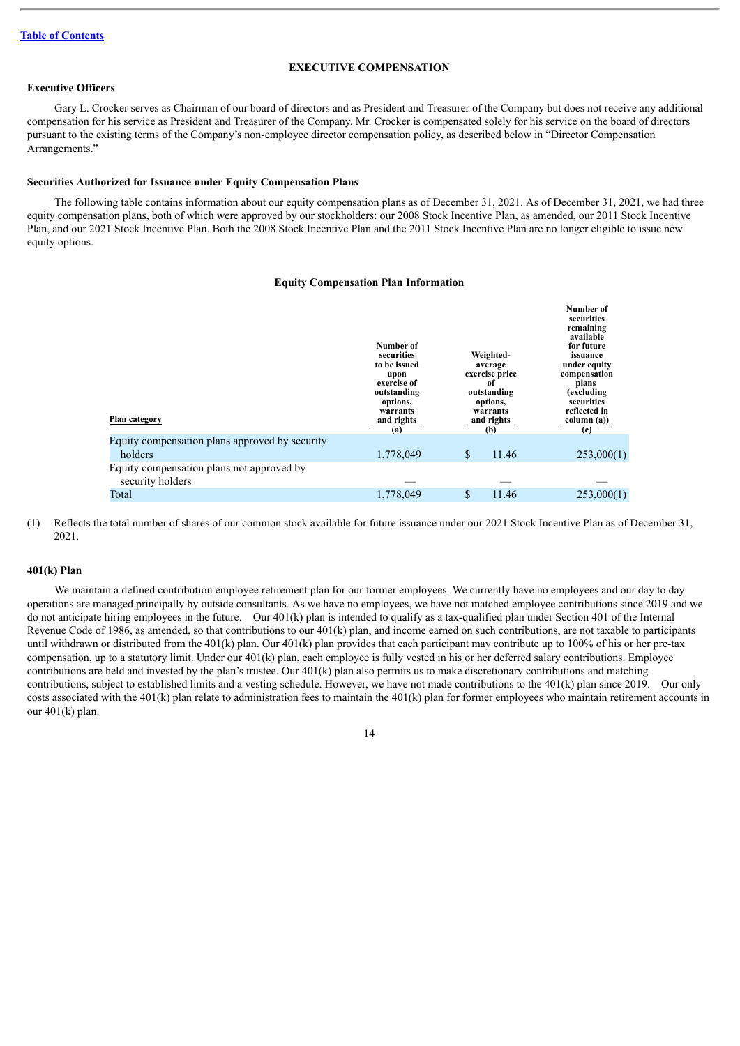[Table of Contents](#)

## EXECUTIVE COMPENSATION

### Executive Officers

Gary L. Crocker serves as Chairman of our board of directors and as President and Treasurer of the Company but does not receive any additional compensation for his service as President and Treasurer of the Company. Mr. Crocker is compensated solely for his service on the board of directors pursuant to the existing terms of the Company's non-employee director compensation policy, as described below in "Director Compensation Arrangements."

### Securities Authorized for Issuance under Equity Compensation Plans

The following table contains information about our equity compensation plans as of December 31, 2021. As of December 31, 2021, we had three equity compensation plans, both of which were approved by our stockholders: our 2008 Stock Incentive Plan, as amended, our 2011 Stock Incentive Plan, and our 2021 Stock Incentive Plan. Both the 2008 Stock Incentive Plan and the 2011 Stock Incentive Plan are no longer eligible to issue new equity options.

**Equity Compensation Plan Information**

| Plan category | Number of securities to be issued upon exercise of outstanding options, warrants and rights (a) | Weighted-average exercise price of outstanding options, warrants and rights (b) | Number of securities remaining available for future issuance under equity compensation plans (excluding securities reflected in column (a)) (c) |
|---|---|---|---|
| Equity compensation plans approved by security holders | 1,778,049 | $ 11.46 | 253,000(1) |
| Equity compensation plans not approved by security holders | — | — | — |
| Total | 1,778,049 | $ 11.46 | 253,000(1) |

(1) Reflects the total number of shares of our common stock available for future issuance under our 2021 Stock Incentive Plan as of December 31, 2021.

### 401(k) Plan

We maintain a defined contribution employee retirement plan for our former employees. We currently have no employees and our day to day operations are managed principally by outside consultants. As we have no employees, we have not matched employee contributions since 2019 and we do not anticipate hiring employees in the future. Our 401(k) plan is intended to qualify as a tax-qualified plan under Section 401 of the Internal Revenue Code of 1986, as amended, so that contributions to our 401(k) plan, and income earned on such contributions, are not taxable to participants until withdrawn or distributed from the 401(k) plan. Our 401(k) plan provides that each participant may contribute up to 100% of his or her pre-tax compensation, up to a statutory limit. Under our 401(k) plan, each employee is fully vested in his or her deferred salary contributions. Employee contributions are held and invested by the plan's trustee. Our 401(k) plan also permits us to make discretionary contributions and matching contributions, subject to established limits and a vesting schedule. However, we have not made contributions to the 401(k) plan since 2019. Our only costs associated with the 401(k) plan relate to administration fees to maintain the 401(k) plan for former employees who maintain retirement accounts in our 401(k) plan.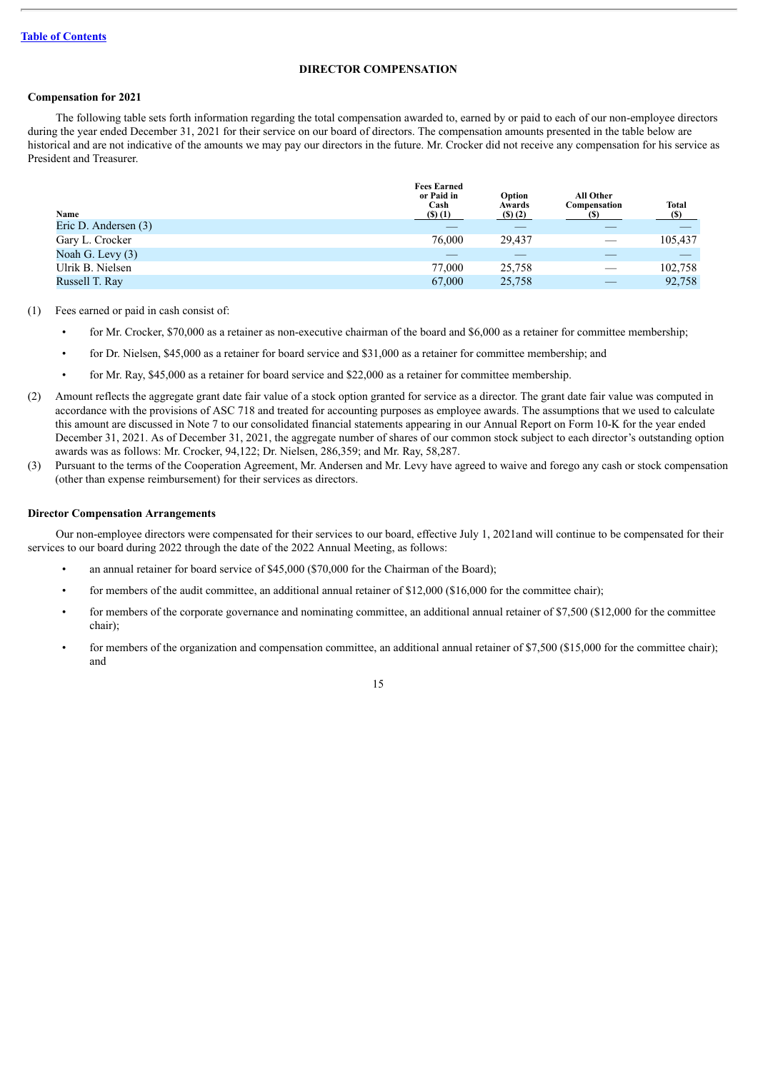[Table of Contents](#)

## DIRECTOR COMPENSATION

### Compensation for 2021

The following table sets forth information regarding the total compensation awarded to, earned by or paid to each of our non-employee directors during the year ended December 31, 2021 for their service on our board of directors. The compensation amounts presented in the table below are historical and are not indicative of the amounts we may pay our directors in the future. Mr. Crocker did not receive any compensation for his service as President and Treasurer.

| Name | Fees Earned or Paid in Cash ($) (1) | Option Awards ($) (2) | All Other Compensation ($) | Total ($) |
|---|---|---|---|---|
| Eric D. Andersen (3) | — | — | — | — |
| Gary L. Crocker | 76,000 | 29,437 | — | 105,437 |
| Noah G. Levy (3) | — | — | — | — |
| Ulrik B. Nielsen | 77,000 | 25,758 | — | 102,758 |
| Russell T. Ray | 67,000 | 25,758 | — | 92,758 |

(1) Fees earned or paid in cash consist of:

- for Mr. Crocker, $70,000 as a retainer as non-executive chairman of the board and $6,000 as a retainer for committee membership;
- for Dr. Nielsen, $45,000 as a retainer for board service and $31,000 as a retainer for committee membership; and
- for Mr. Ray, $45,000 as a retainer for board service and $22,000 as a retainer for committee membership.

(2) Amount reflects the aggregate grant date fair value of a stock option granted for service as a director. The grant date fair value was computed in accordance with the provisions of ASC 718 and treated for accounting purposes as employee awards. The assumptions that we used to calculate this amount are discussed in Note 7 to our consolidated financial statements appearing in our Annual Report on Form 10-K for the year ended December 31, 2021. As of December 31, 2021, the aggregate number of shares of our common stock subject to each director's outstanding option awards was as follows: Mr. Crocker, 94,122; Dr. Nielsen, 286,359; and Mr. Ray, 58,287.

(3) Pursuant to the terms of the Cooperation Agreement, Mr. Andersen and Mr. Levy have agreed to waive and forego any cash or stock compensation (other than expense reimbursement) for their services as directors.

### Director Compensation Arrangements

Our non-employee directors were compensated for their services to our board, effective July 1, 2021and will continue to be compensated for their services to our board during 2022 through the date of the 2022 Annual Meeting, as follows:

- an annual retainer for board service of $45,000 ($70,000 for the Chairman of the Board);
- for members of the audit committee, an additional annual retainer of $12,000 ($16,000 for the committee chair);
- for members of the corporate governance and nominating committee, an additional annual retainer of $7,500 ($12,000 for the committee chair);
- for members of the organization and compensation committee, an additional annual retainer of $7,500 ($15,000 for the committee chair); and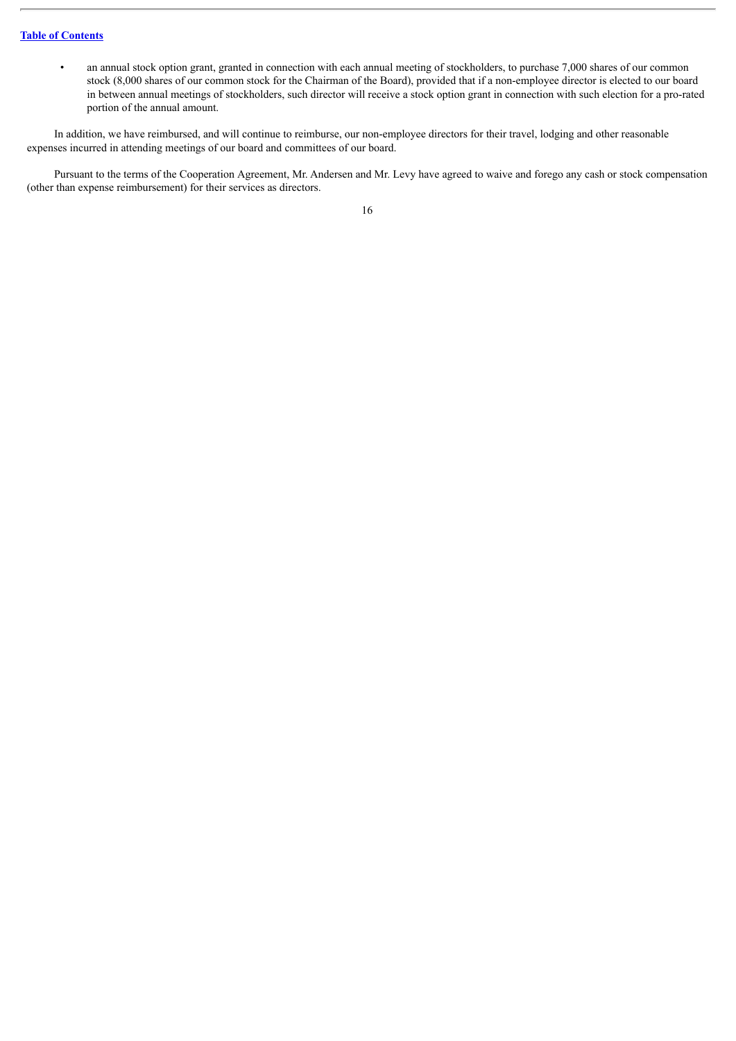- an annual stock option grant, granted in connection with each annual meeting of stockholders, to purchase 7,000 shares of our common stock (8,000 shares of our common stock for the Chairman of the Board), provided that if a non-employee director is elected to our board in between annual meetings of stockholders, such director will receive a stock option grant in connection with such election for a pro-rated portion of the annual amount.

In addition, we have reimbursed, and will continue to reimburse, our non-employee directors for their travel, lodging and other reasonable expenses incurred in attending meetings of our board and committees of our board.

Pursuant to the terms of the Cooperation Agreement, Mr. Andersen and Mr. Levy have agreed to waive and forego any cash or stock compensation (other than expense reimbursement) for their services as directors.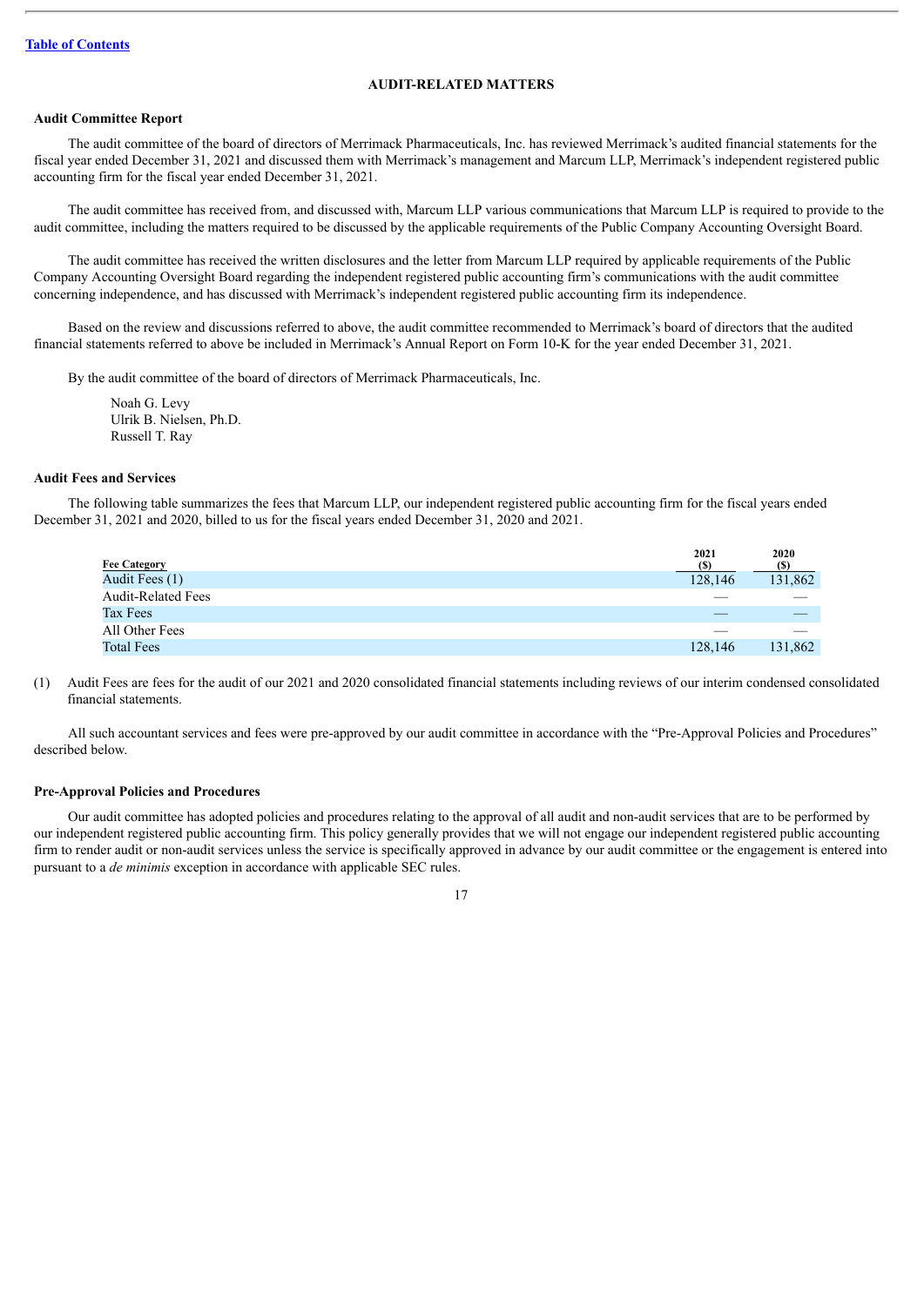## AUDIT-RELATED MATTERS

### Audit Committee Report

The audit committee of the board of directors of Merrimack Pharmaceuticals, Inc. has reviewed Merrimack's audited financial statements for the fiscal year ended December 31, 2021 and discussed them with Merrimack's management and Marcum LLP, Merrimack's independent registered public accounting firm for the fiscal year ended December 31, 2021.

The audit committee has received from, and discussed with, Marcum LLP various communications that Marcum LLP is required to provide to the audit committee, including the matters required to be discussed by the applicable requirements of the Public Company Accounting Oversight Board.

The audit committee has received the written disclosures and the letter from Marcum LLP required by applicable requirements of the Public Company Accounting Oversight Board regarding the independent registered public accounting firm's communications with the audit committee concerning independence, and has discussed with Merrimack's independent registered public accounting firm its independence.

Based on the review and discussions referred to above, the audit committee recommended to Merrimack's board of directors that the audited financial statements referred to above be included in Merrimack's Annual Report on Form 10-K for the year ended December 31, 2021.

By the audit committee of the board of directors of Merrimack Pharmaceuticals, Inc.

Noah G. Levy
Ulrik B. Nielsen, Ph.D.
Russell T. Ray

### Audit Fees and Services

The following table summarizes the fees that Marcum LLP, our independent registered public accounting firm for the fiscal years ended December 31, 2021 and 2020, billed to us for the fiscal years ended December 31, 2020 and 2021.

| Fee Category | 2021 ($) | 2020 ($) |
|---|---|---|
| Audit Fees (1) | 128,146 | 131,862 |
| Audit-Related Fees | — | — |
| Tax Fees | — | — |
| All Other Fees | — | — |
| Total Fees | 128,146 | 131,862 |

(1) Audit Fees are fees for the audit of our 2021 and 2020 consolidated financial statements including reviews of our interim condensed consolidated financial statements.

All such accountant services and fees were pre-approved by our audit committee in accordance with the "Pre-Approval Policies and Procedures" described below.

### Pre-Approval Policies and Procedures

Our audit committee has adopted policies and procedures relating to the approval of all audit and non-audit services that are to be performed by our independent registered public accounting firm. This policy generally provides that we will not engage our independent registered public accounting firm to render audit or non-audit services unless the service is specifically approved in advance by our audit committee or the engagement is entered into pursuant to a *de minimis* exception in accordance with applicable SEC rules.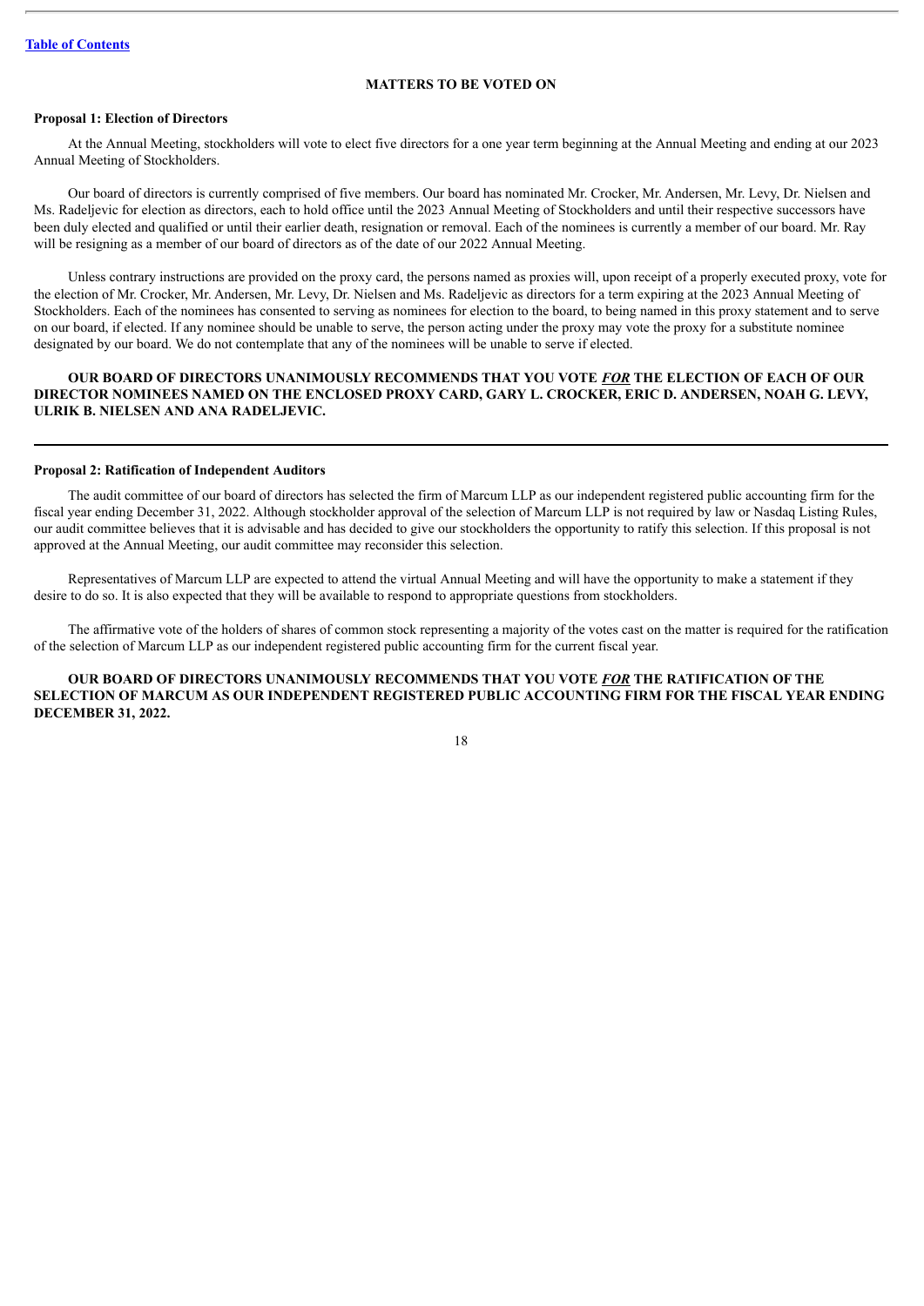[Table of Contents](#)

## MATTERS TO BE VOTED ON

### Proposal 1: Election of Directors

At the Annual Meeting, stockholders will vote to elect five directors for a one year term beginning at the Annual Meeting and ending at our 2023 Annual Meeting of Stockholders.

Our board of directors is currently comprised of five members. Our board has nominated Mr. Crocker, Mr. Andersen, Mr. Levy, Dr. Nielsen and Ms. Radeljevic for election as directors, each to hold office until the 2023 Annual Meeting of Stockholders and until their respective successors have been duly elected and qualified or until their earlier death, resignation or removal. Each of the nominees is currently a member of our board. Mr. Ray will be resigning as a member of our board of directors as of the date of our 2022 Annual Meeting.

Unless contrary instructions are provided on the proxy card, the persons named as proxies will, upon receipt of a properly executed proxy, vote for the election of Mr. Crocker, Mr. Andersen, Mr. Levy, Dr. Nielsen and Ms. Radeljevic as directors for a term expiring at the 2023 Annual Meeting of Stockholders. Each of the nominees has consented to serving as nominees for election to the board, to being named in this proxy statement and to serve on our board, if elected. If any nominee should be unable to serve, the person acting under the proxy may vote the proxy for a substitute nominee designated by our board. We do not contemplate that any of the nominees will be unable to serve if elected.

**OUR BOARD OF DIRECTORS UNANIMOUSLY RECOMMENDS THAT YOU VOTE *FOR* THE ELECTION OF EACH OF OUR DIRECTOR NOMINEES NAMED ON THE ENCLOSED PROXY CARD, GARY L. CROCKER, ERIC D. ANDERSEN, NOAH G. LEVY, ULRIK B. NIELSEN AND ANA RADELJEVIC.**

---

### Proposal 2: Ratification of Independent Auditors

The audit committee of our board of directors has selected the firm of Marcum LLP as our independent registered public accounting firm for the fiscal year ending December 31, 2022. Although stockholder approval of the selection of Marcum LLP is not required by law or Nasdaq Listing Rules, our audit committee believes that it is advisable and has decided to give our stockholders the opportunity to ratify this selection. If this proposal is not approved at the Annual Meeting, our audit committee may reconsider this selection.

Representatives of Marcum LLP are expected to attend the virtual Annual Meeting and will have the opportunity to make a statement if they desire to do so. It is also expected that they will be available to respond to appropriate questions from stockholders.

The affirmative vote of the holders of shares of common stock representing a majority of the votes cast on the matter is required for the ratification of the selection of Marcum LLP as our independent registered public accounting firm for the current fiscal year.

**OUR BOARD OF DIRECTORS UNANIMOUSLY RECOMMENDS THAT YOU VOTE *FOR* THE RATIFICATION OF THE SELECTION OF MARCUM AS OUR INDEPENDENT REGISTERED PUBLIC ACCOUNTING FIRM FOR THE FISCAL YEAR ENDING DECEMBER 31, 2022.**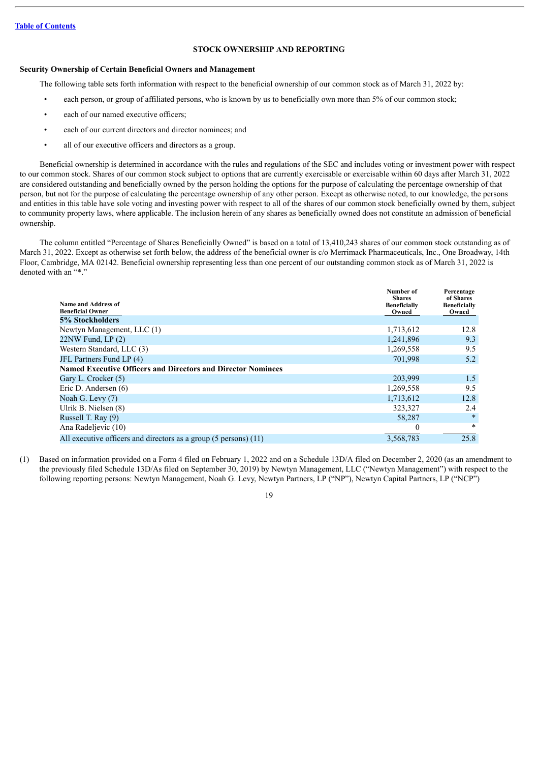[Table of Contents](#)

## STOCK OWNERSHIP AND REPORTING

### Security Ownership of Certain Beneficial Owners and Management

The following table sets forth information with respect to the beneficial ownership of our common stock as of March 31, 2022 by:

- each person, or group of affiliated persons, who is known by us to beneficially own more than 5% of our common stock;
- each of our named executive officers;
- each of our current directors and director nominees; and
- all of our executive officers and directors as a group.

Beneficial ownership is determined in accordance with the rules and regulations of the SEC and includes voting or investment power with respect to our common stock. Shares of our common stock subject to options that are currently exercisable or exercisable within 60 days after March 31, 2022 are considered outstanding and beneficially owned by the person holding the options for the purpose of calculating the percentage ownership of that person, but not for the purpose of calculating the percentage ownership of any other person. Except as otherwise noted, to our knowledge, the persons and entities in this table have sole voting and investing power with respect to all of the shares of our common stock beneficially owned by them, subject to community property laws, where applicable. The inclusion herein of any shares as beneficially owned does not constitute an admission of beneficial ownership.

The column entitled "Percentage of Shares Beneficially Owned" is based on a total of 13,410,243 shares of our common stock outstanding as of March 31, 2022. Except as otherwise set forth below, the address of the beneficial owner is c/o Merrimack Pharmaceuticals, Inc., One Broadway, 14th Floor, Cambridge, MA 02142. Beneficial ownership representing less than one percent of our outstanding common stock as of March 31, 2022 is denoted with an "*."

| Name and Address of Beneficial Owner | Number of Shares Beneficially Owned | Percentage of Shares Beneficially Owned |
|---|---|---|
| **5% Stockholders** | | |
| Newtyn Management, LLC (1) | 1,713,612 | 12.8 |
| 22NW Fund, LP (2) | 1,241,896 | 9.3 |
| Western Standard, LLC (3) | 1,269,558 | 9.5 |
| JFL Partners Fund LP (4) | 701,998 | 5.2 |
| **Named Executive Officers and Directors and Director Nominees** | | |
| Gary L. Crocker (5) | 203,999 | 1.5 |
| Eric D. Andersen (6) | 1,269,558 | 9.5 |
| Noah G. Levy (7) | 1,713,612 | 12.8 |
| Ulrik B. Nielsen (8) | 323,327 | 2.4 |
| Russell T. Ray (9) | 58,287 | * |
| Ana Radeljevic (10) | 0 | * |
| All executive officers and directors as a group (5 persons) (11) | 3,568,783 | 25.8 |

(1) Based on information provided on a Form 4 filed on February 1, 2022 and on a Schedule 13D/A filed on December 2, 2020 (as an amendment to the previously filed Schedule 13D/As filed on September 30, 2019) by Newtyn Management, LLC ("Newtyn Management") with respect to the following reporting persons: Newtyn Management, Noah G. Levy, Newtyn Partners, LP ("NP"), Newtyn Capital Partners, LP ("NCP")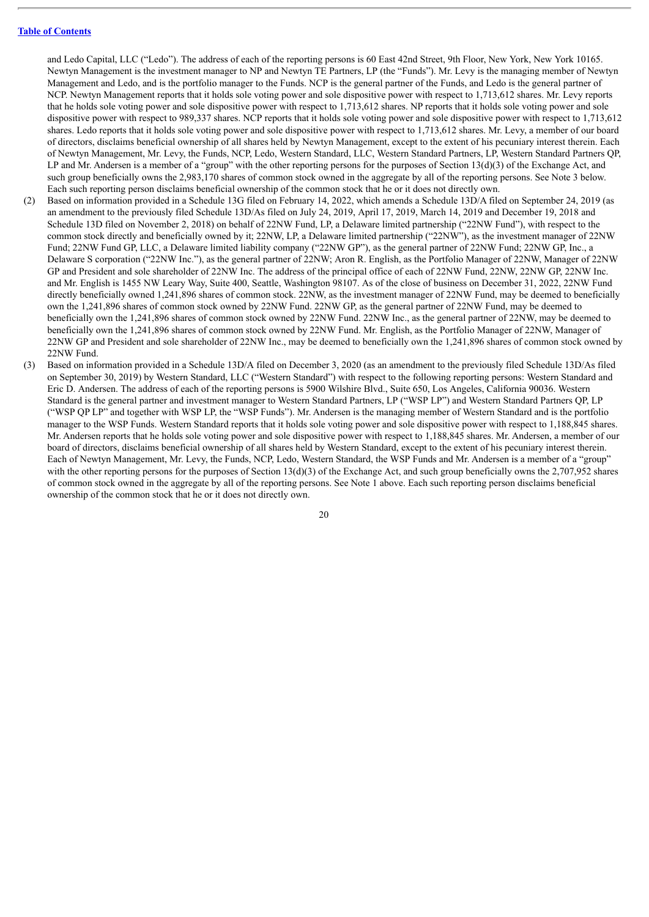and Ledo Capital, LLC ("Ledo"). The address of each of the reporting persons is 60 East 42nd Street, 9th Floor, New York, New York 10165. Newtyn Management is the investment manager to NP and Newtyn TE Partners, LP (the "Funds"). Mr. Levy is the managing member of Newtyn Management and Ledo, and is the portfolio manager to the Funds. NCP is the general partner of the Funds, and Ledo is the general partner of NCP. Newtyn Management reports that it holds sole voting power and sole dispositive power with respect to 1,713,612 shares. Mr. Levy reports that he holds sole voting power and sole dispositive power with respect to 1,713,612 shares. NP reports that it holds sole voting power and sole dispositive power with respect to 989,337 shares. NCP reports that it holds sole voting power and sole dispositive power with respect to 1,713,612 shares. Ledo reports that it holds sole voting power and sole dispositive power with respect to 1,713,612 shares. Mr. Levy, a member of our board of directors, disclaims beneficial ownership of all shares held by Newtyn Management, except to the extent of his pecuniary interest therein. Each of Newtyn Management, Mr. Levy, the Funds, NCP, Ledo, Western Standard, LLC, Western Standard Partners, LP, Western Standard Partners QP, LP and Mr. Andersen is a member of a "group" with the other reporting persons for the purposes of Section 13(d)(3) of the Exchange Act, and such group beneficially owns the 2,983,170 shares of common stock owned in the aggregate by all of the reporting persons. See Note 3 below. Each such reporting person disclaims beneficial ownership of the common stock that he or it does not directly own.

(2) Based on information provided in a Schedule 13G filed on February 14, 2022, which amends a Schedule 13D/A filed on September 24, 2019 (as an amendment to the previously filed Schedule 13D/As filed on July 24, 2019, April 17, 2019, March 14, 2019 and December 19, 2018 and Schedule 13D filed on November 2, 2018) on behalf of 22NW Fund, LP, a Delaware limited partnership ("22NW Fund"), with respect to the common stock directly and beneficially owned by it; 22NW, LP, a Delaware limited partnership ("22NW"), as the investment manager of 22NW Fund; 22NW Fund GP, LLC, a Delaware limited liability company ("22NW GP"), as the general partner of 22NW Fund; 22NW GP, Inc., a Delaware S corporation ("22NW Inc."), as the general partner of 22NW; Aron R. English, as the Portfolio Manager of 22NW, Manager of 22NW GP and President and sole shareholder of 22NW Inc. The address of the principal office of each of 22NW Fund, 22NW, 22NW GP, 22NW Inc. and Mr. English is 1455 NW Leary Way, Suite 400, Seattle, Washington 98107. As of the close of business on December 31, 2022, 22NW Fund directly beneficially owned 1,241,896 shares of common stock. 22NW, as the investment manager of 22NW Fund, may be deemed to beneficially own the 1,241,896 shares of common stock owned by 22NW Fund. 22NW GP, as the general partner of 22NW Fund, may be deemed to beneficially own the 1,241,896 shares of common stock owned by 22NW Fund. 22NW Inc., as the general partner of 22NW, may be deemed to beneficially own the 1,241,896 shares of common stock owned by 22NW Fund. Mr. English, as the Portfolio Manager of 22NW, Manager of 22NW GP and President and sole shareholder of 22NW Inc., may be deemed to beneficially own the 1,241,896 shares of common stock owned by 22NW Fund.

(3) Based on information provided in a Schedule 13D/A filed on December 3, 2020 (as an amendment to the previously filed Schedule 13D/As filed on September 30, 2019) by Western Standard, LLC ("Western Standard") with respect to the following reporting persons: Western Standard and Eric D. Andersen. The address of each of the reporting persons is 5900 Wilshire Blvd., Suite 650, Los Angeles, California 90036. Western Standard is the general partner and investment manager to Western Standard Partners, LP ("WSP LP") and Western Standard Partners QP, LP ("WSP QP LP" and together with WSP LP, the "WSP Funds"). Mr. Andersen is the managing member of Western Standard and is the portfolio manager to the WSP Funds. Western Standard reports that it holds sole voting power and sole dispositive power with respect to 1,188,845 shares. Mr. Andersen reports that he holds sole voting power and sole dispositive power with respect to 1,188,845 shares. Mr. Andersen, a member of our board of directors, disclaims beneficial ownership of all shares held by Western Standard, except to the extent of his pecuniary interest therein. Each of Newtyn Management, Mr. Levy, the Funds, NCP, Ledo, Western Standard, the WSP Funds and Mr. Andersen is a member of a "group" with the other reporting persons for the purposes of Section 13(d)(3) of the Exchange Act, and such group beneficially owns the 2,707,952 shares of common stock owned in the aggregate by all of the reporting persons. See Note 1 above. Each such reporting person disclaims beneficial ownership of the common stock that he or it does not directly own.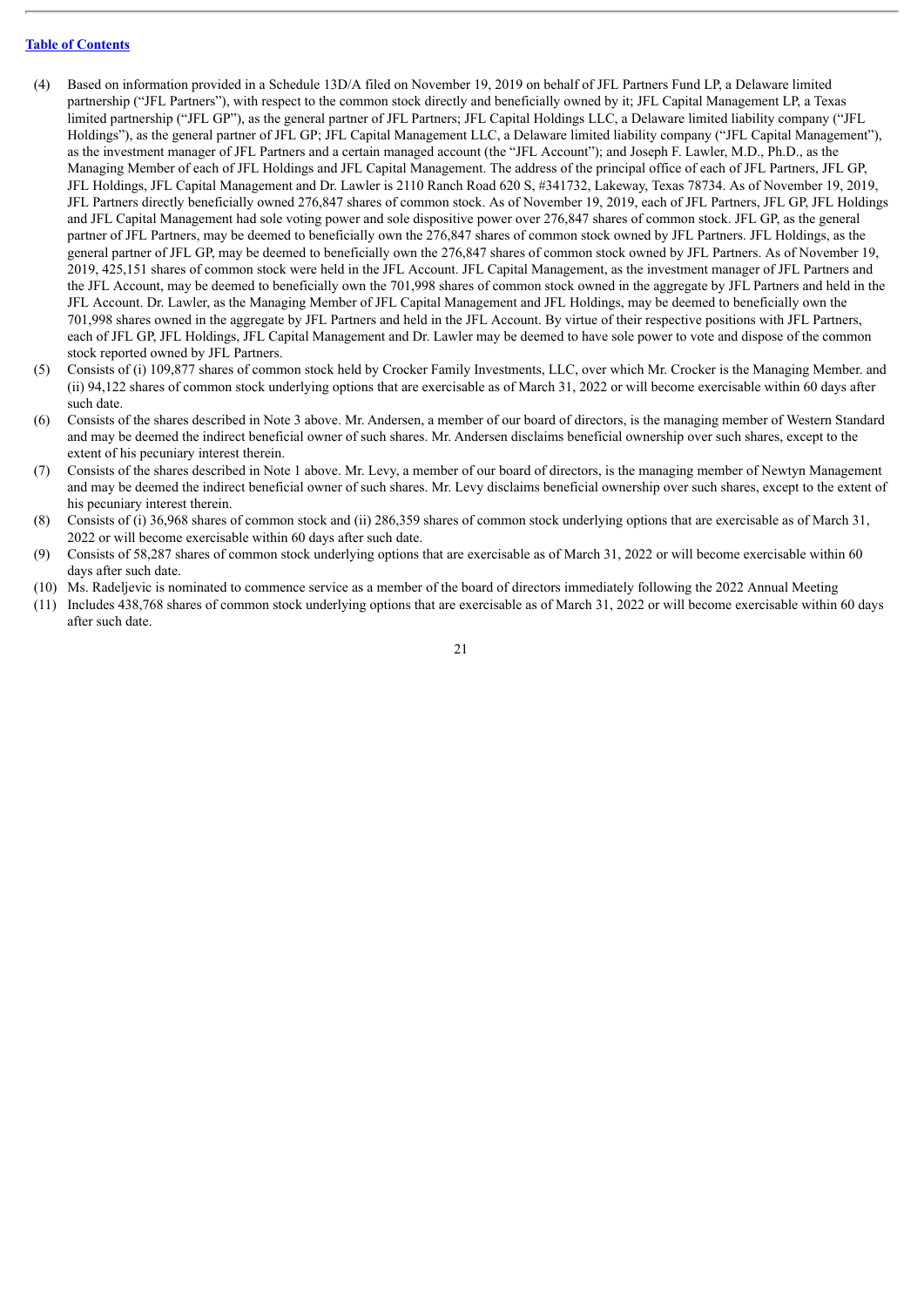[Table of Contents](#)

(4) Based on information provided in a Schedule 13D/A filed on November 19, 2019 on behalf of JFL Partners Fund LP, a Delaware limited partnership ("JFL Partners"), with respect to the common stock directly and beneficially owned by it; JFL Capital Management LP, a Texas limited partnership ("JFL GP"), as the general partner of JFL Partners; JFL Capital Holdings LLC, a Delaware limited liability company ("JFL Holdings"), as the general partner of JFL GP; JFL Capital Management LLC, a Delaware limited liability company ("JFL Capital Management"), as the investment manager of JFL Partners and a certain managed account (the "JFL Account"); and Joseph F. Lawler, M.D., Ph.D., as the Managing Member of each of JFL Holdings and JFL Capital Management. The address of the principal office of each of JFL Partners, JFL GP, JFL Holdings, JFL Capital Management and Dr. Lawler is 2110 Ranch Road 620 S, #341732, Lakeway, Texas 78734. As of November 19, 2019, JFL Partners directly beneficially owned 276,847 shares of common stock. As of November 19, 2019, each of JFL Partners, JFL GP, JFL Holdings and JFL Capital Management had sole voting power and sole dispositive power over 276,847 shares of common stock. JFL GP, as the general partner of JFL Partners, may be deemed to beneficially own the 276,847 shares of common stock owned by JFL Partners. JFL Holdings, as the general partner of JFL GP, may be deemed to beneficially own the 276,847 shares of common stock owned by JFL Partners. As of November 19, 2019, 425,151 shares of common stock were held in the JFL Account. JFL Capital Management, as the investment manager of JFL Partners and the JFL Account, may be deemed to beneficially own the 701,998 shares of common stock owned in the aggregate by JFL Partners and held in the JFL Account. Dr. Lawler, as the Managing Member of JFL Capital Management and JFL Holdings, may be deemed to beneficially own the 701,998 shares owned in the aggregate by JFL Partners and held in the JFL Account. By virtue of their respective positions with JFL Partners, each of JFL GP, JFL Holdings, JFL Capital Management and Dr. Lawler may be deemed to have sole power to vote and dispose of the common stock reported owned by JFL Partners.

(5) Consists of (i) 109,877 shares of common stock held by Crocker Family Investments, LLC, over which Mr. Crocker is the Managing Member. and (ii) 94,122 shares of common stock underlying options that are exercisable as of March 31, 2022 or will become exercisable within 60 days after such date.

(6) Consists of the shares described in Note 3 above. Mr. Andersen, a member of our board of directors, is the managing member of Western Standard and may be deemed the indirect beneficial owner of such shares. Mr. Andersen disclaims beneficial ownership over such shares, except to the extent of his pecuniary interest therein.

(7) Consists of the shares described in Note 1 above. Mr. Levy, a member of our board of directors, is the managing member of Newtyn Management and may be deemed the indirect beneficial owner of such shares. Mr. Levy disclaims beneficial ownership over such shares, except to the extent of his pecuniary interest therein.

(8) Consists of (i) 36,968 shares of common stock and (ii) 286,359 shares of common stock underlying options that are exercisable as of March 31, 2022 or will become exercisable within 60 days after such date.

(9) Consists of 58,287 shares of common stock underlying options that are exercisable as of March 31, 2022 or will become exercisable within 60 days after such date.

(10) Ms. Radeljevic is nominated to commence service as a member of the board of directors immediately following the 2022 Annual Meeting

(11) Includes 438,768 shares of common stock underlying options that are exercisable as of March 31, 2022 or will become exercisable within 60 days after such date.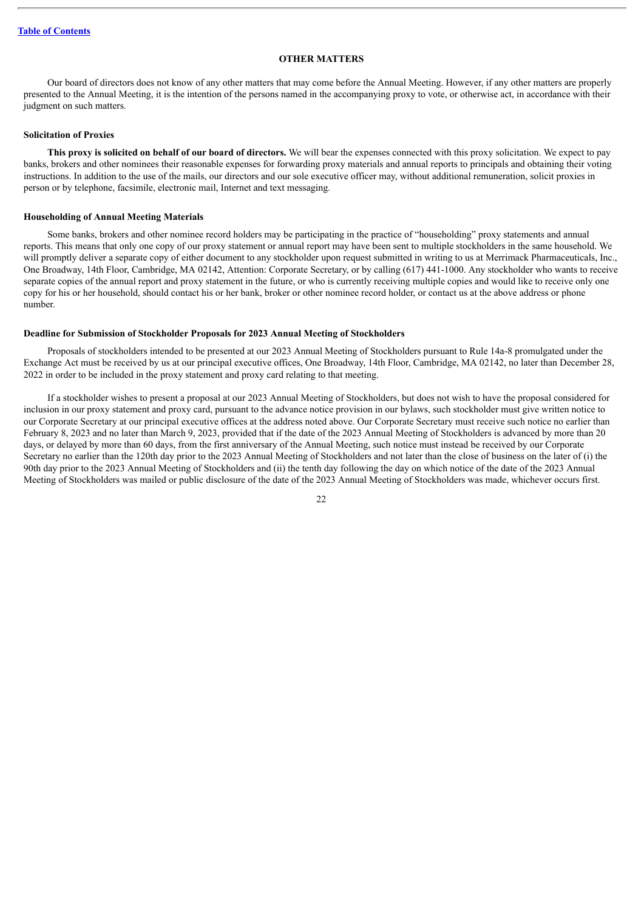## OTHER MATTERS

Our board of directors does not know of any other matters that may come before the Annual Meeting. However, if any other matters are properly presented to the Annual Meeting, it is the intention of the persons named in the accompanying proxy to vote, or otherwise act, in accordance with their judgment on such matters.

### Solicitation of Proxies

**This proxy is solicited on behalf of our board of directors.** We will bear the expenses connected with this proxy solicitation. We expect to pay banks, brokers and other nominees their reasonable expenses for forwarding proxy materials and annual reports to principals and obtaining their voting instructions. In addition to the use of the mails, our directors and our sole executive officer may, without additional remuneration, solicit proxies in person or by telephone, facsimile, electronic mail, Internet and text messaging.

### Householding of Annual Meeting Materials

Some banks, brokers and other nominee record holders may be participating in the practice of "householding" proxy statements and annual reports. This means that only one copy of our proxy statement or annual report may have been sent to multiple stockholders in the same household. We will promptly deliver a separate copy of either document to any stockholder upon request submitted in writing to us at Merrimack Pharmaceuticals, Inc., One Broadway, 14th Floor, Cambridge, MA 02142, Attention: Corporate Secretary, or by calling (617) 441-1000. Any stockholder who wants to receive separate copies of the annual report and proxy statement in the future, or who is currently receiving multiple copies and would like to receive only one copy for his or her household, should contact his or her bank, broker or other nominee record holder, or contact us at the above address or phone number.

### Deadline for Submission of Stockholder Proposals for 2023 Annual Meeting of Stockholders

Proposals of stockholders intended to be presented at our 2023 Annual Meeting of Stockholders pursuant to Rule 14a-8 promulgated under the Exchange Act must be received by us at our principal executive offices, One Broadway, 14th Floor, Cambridge, MA 02142, no later than December 28, 2022 in order to be included in the proxy statement and proxy card relating to that meeting.

If a stockholder wishes to present a proposal at our 2023 Annual Meeting of Stockholders, but does not wish to have the proposal considered for inclusion in our proxy statement and proxy card, pursuant to the advance notice provision in our bylaws, such stockholder must give written notice to our Corporate Secretary at our principal executive offices at the address noted above. Our Corporate Secretary must receive such notice no earlier than February 8, 2023 and no later than March 9, 2023, provided that if the date of the 2023 Annual Meeting of Stockholders is advanced by more than 20 days, or delayed by more than 60 days, from the first anniversary of the Annual Meeting, such notice must instead be received by our Corporate Secretary no earlier than the 120th day prior to the 2023 Annual Meeting of Stockholders and not later than the close of business on the later of (i) the 90th day prior to the 2023 Annual Meeting of Stockholders and (ii) the tenth day following the day on which notice of the date of the 2023 Annual Meeting of Stockholders was mailed or public disclosure of the date of the 2023 Annual Meeting of Stockholders was made, whichever occurs first.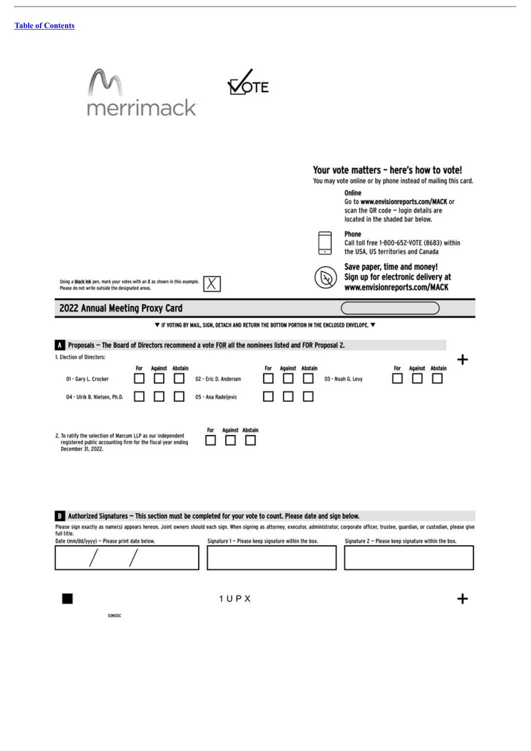Table of Contents

merrimack

VOTE

## Your vote matters – here's how to vote!

You may vote online or by phone instead of mailing this card.

**Online**
Go to **www.envisionreports.com/MACK** or scan the QR code – login details are located in the shaded bar below.

**Phone**
Call toll free 1-800-652-VOTE (8683) within the USA, US territories and Canada

**Save paper, time and money!**
**Sign up for electronic delivery at www.envisionreports.com/MACK**

Using a **black ink** pen, mark your votes with an **X** as shown in this example. Please do not write outside the designated areas.

## 2022 Annual Meeting Proxy Card

▼ IF VOTING BY MAIL, SIGN, DETACH AND RETURN THE BOTTOM PORTION IN THE ENCLOSED ENVELOPE. ▼

### A Proposals – The Board of Directors recommend a vote FOR all the nominees listed and FOR Proposal 2.

1. Election of Directors:

| | For | Against | Abstain | | For | Against | Abstain | | For | Against | Abstain |
|---|---|---|---|---|---|---|---|---|---|---|---|
| 01 - Gary L. Crocker | ☐ | ☐ | ☐ | 02 - Eric D. Andersen | ☐ | ☐ | ☐ | 03 - Noah G. Levy | ☐ | ☐ | ☐ |
| 04 - Ulrik B. Nielsen, Ph.D. | ☐ | ☐ | ☐ | 05 - Ana Radeljevic | ☐ | ☐ | ☐ | | | | |

| | For | Against | Abstain |
|---|---|---|---|
| 2. To ratify the selection of Marcum LLP as our independent registered public accounting firm for the fiscal year ending December 31, 2022. | ☐ | ☐ | ☐ |

### B Authorized Signatures – This section must be completed for your vote to count. Please date and sign below.

Please sign exactly as name(s) appears hereon. Joint owners should each sign. When signing as attorney, executor, administrator, corporate officer, trustee, guardian, or custodian, please give full title.

| Date (mm/dd/yyyy) – Please print date below. | Signature 1 – Please keep signature within the box. | Signature 2 – Please keep signature within the box. |
|---|---|---|
| / / | | |

1 U P X

03MG5C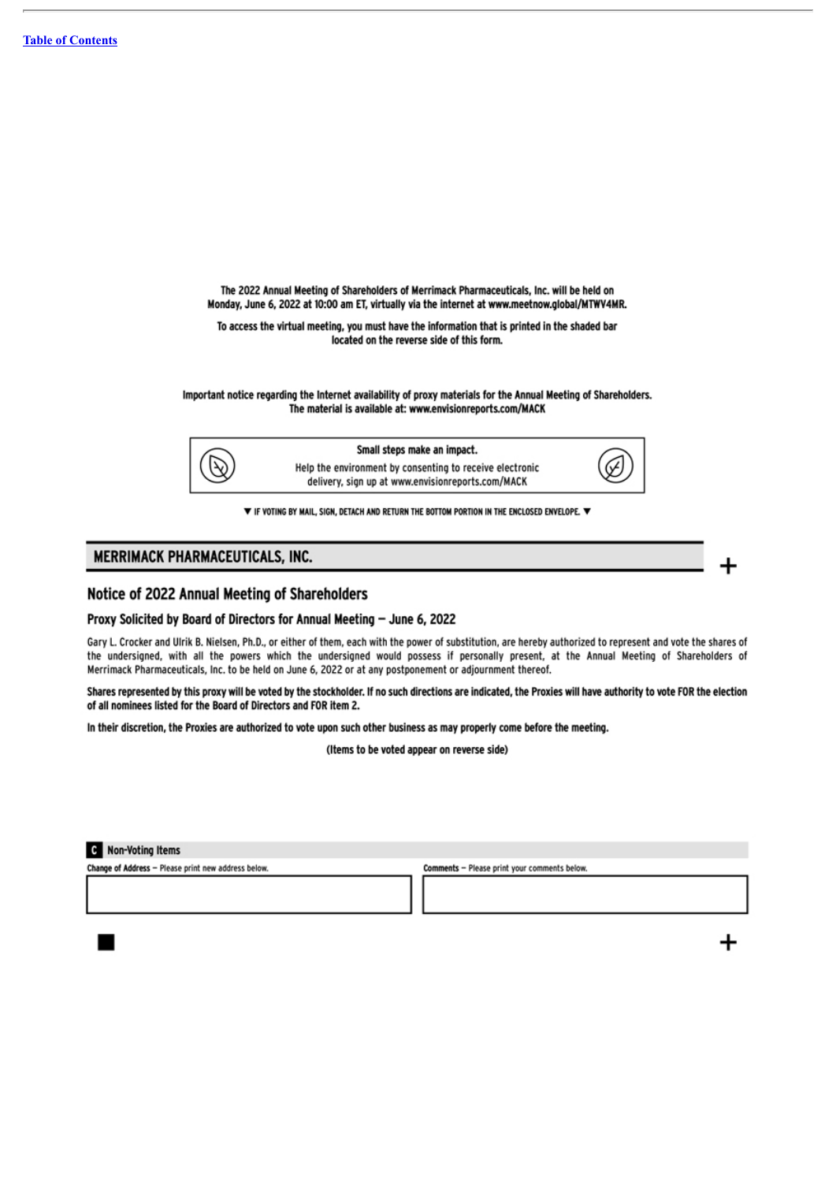Table of Contents

The 2022 Annual Meeting of Shareholders of Merrimack Pharmaceuticals, Inc. will be held on Monday, June 6, 2022 at 10:00 am ET, virtually via the internet at www.meetnow.global/MTWV4MR.

To access the virtual meeting, you must have the information that is printed in the shaded bar located on the reverse side of this form.

Important notice regarding the Internet availability of proxy materials for the Annual Meeting of Shareholders. The material is available at: www.envisionreports.com/MACK

**Small steps make an impact.**
Help the environment by consenting to receive electronic delivery, sign up at www.envisionreports.com/MACK

▼ IF VOTING BY MAIL, SIGN, DETACH AND RETURN THE BOTTOM PORTION IN THE ENCLOSED ENVELOPE. ▼

## MERRIMACK PHARMACEUTICALS, INC.

## Notice of 2022 Annual Meeting of Shareholders

### Proxy Solicited by Board of Directors for Annual Meeting — June 6, 2022

Gary L. Crocker and Ulrik B. Nielsen, Ph.D., or either of them, each with the power of substitution, are hereby authorized to represent and vote the shares of the undersigned, with all the powers which the undersigned would possess if personally present, at the Annual Meeting of Shareholders of Merrimack Pharmaceuticals, Inc. to be held on June 6, 2022 or at any postponement or adjournment thereof.

**Shares represented by this proxy will be voted by the stockholder. If no such directions are indicated, the Proxies will have authority to vote FOR the election of all nominees listed for the Board of Directors and FOR item 2.**

**In their discretion, the Proxies are authorized to vote upon such other business as may properly come before the meeting.**

(Items to be voted appear on reverse side)

**C Non-Voting Items**

| **Change of Address** — Please print new address below. | **Comments** — Please print your comments below. |
| --- | --- |
| | |